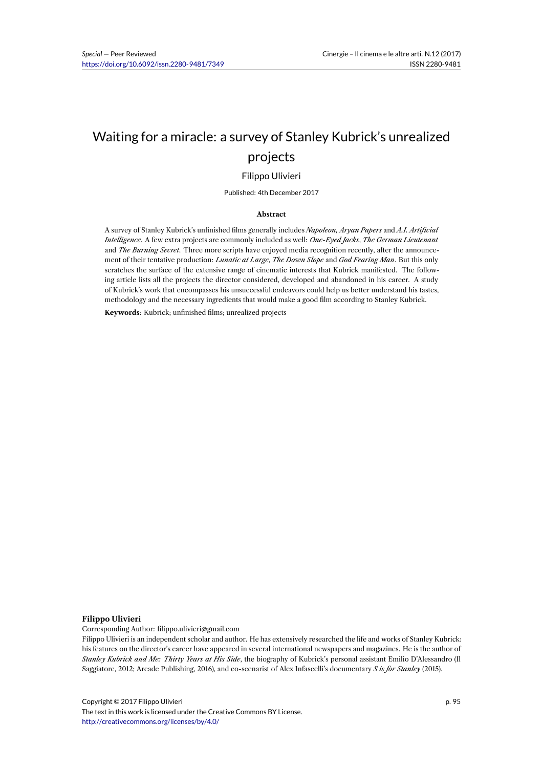# Waiting for a miracle: a survey of Stanley Kubrick's unrealized projects

Filippo Ulivieri

Published: 4th December 2017

### Abstract

A survey of Stanley Kubrick's unfinished films generally includes *Napoleon*, *Aryan Papers* and *A.I. Artificial Intelligence*. A few extra projects are commonly included as well: *One-Eyed Jacks*, *The German Lieutenant* and *The Burning Secret*. Three more scripts have enjoyed media recognition recently, after the announcement of their tentative production: *Lunatic at Large*, *The Down Slope* and *God Fearing Man*. But this only scratches the surface of the extensive range of cinematic interests that Kubrick manifested. The following article lists all the projects the director considered, developed and abandoned in his career. A study of Kubrick's work that encompasses his unsuccessful endeavors could help us better understand his tastes, methodology and the necessary ingredients that would make a good film according to Stanley Kubrick.

**Keywords**: Kubrick; unfinished films; unrealized projects

**Filippo Ulivieri**

Corresponding Author: filippo.ulivieri@gmail.com

Filippo Ulivieri is an independent scholar and author. He has extensively researched the life and works of Stanley Kubrick: his features on the director's career have appeared in several international newspapers and magazines. He is the author of *Stanley Kubrick and Me: Thirty Years at His Side*, the biography of Kubrick's personal assistant Emilio D'Alessandro (Il Saggiatore, 2012; Arcade Publishing, 2016), and co-scenarist of Alex Infascelli's documentary *S is for Stanley* (2015).

Copyright © 2017 Filippo Ulivieri

The text in this work is licensed under the Creative Commons BY License.

http://creativecommons.org/licenses/by/4.0/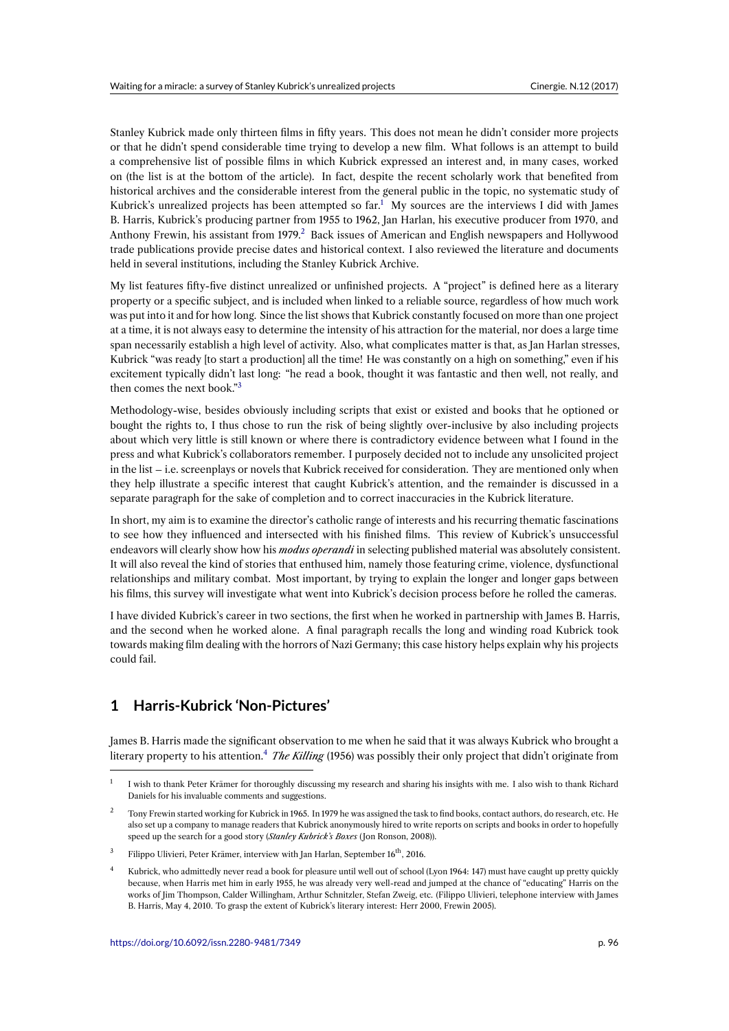Stanley Kubrick made only thirteen films in fifty years. This does not mean he didn't consider more projects or that he didn't spend considerable time trying to develop a new film. What follows is an attempt to build a comprehensive list of possible films in which Kubrick expressed an interest and, in many cases, worked on (the list is at the bottom of the article). In fact, despite the recent scholarly work that benefited from historical archives and the considerable interest from the general public in the topic, no systematic study of Kubrick's unrealized projects has been attempted so far.[1] My sources are the interviews I did with James B. Harris, Kubrick's producing partner from 1955 to 1962, Jan Harlan, his executive producer from 1970, and Anthony Frewin, his assistant from 1979.[2] Back issues of American and English newspapers and Hollywood trade publications provide precise dates and historical context. I also reviewed the literature and documents held in several institutions, including the Stanley Kubrick Archive.

My list features fifty-five distinct unrealized or unfinished projects. A "project" is defined here as a literary property or a specific subject, and is included when linked to a reliable source, regardless of how much work was put into it and for how long. Since the list shows that Kubrick constantly focused on more than one project at a time, it is not always easy to determine the intensity of his attraction for the material, nor does a large time span necessarily establish a high level of activity. Also, what complicates matter is that, as Jan Harlan stresses, Kubrick "was ready [to start a production] all the time! He was constantly on a high on something," even if his excitement typically didn't last long: "he read a book, thought it was fantastic and then well, not really, and then comes the next book."[3]

Methodology-wise, besides obviously including scripts that exist or existed and books that he optioned or bought the rights to, I thus chose to run the risk of being slightly over-inclusive by also including projects about which very little is still known or where there is contradictory evidence between what I found in the press and what Kubrick's collaborators remember. I purposely decided not to include any unsolicited project in the list – i.e. screenplays or novels that Kubrick received for consideration. They are mentioned only when they help illustrate a specific interest that caught Kubrick's attention, and the remainder is discussed in a separate paragraph for the sake of completion and to correct inaccuracies in the Kubrick literature.

In short, my aim is to examine the director's catholic range of interests and his recurring thematic fascinations to see how they influenced and intersected with his finished films. This review of Kubrick's unsuccessful endeavors will clearly show how his *modus operandi* in selecting published material was absolutely consistent. It will also reveal the kind of stories that enthused him, namely those featuring crime, violence, dysfunctional relationships and military combat. Most important, by trying to explain the longer and longer gaps between his films, this survey will investigate what went into Kubrick's decision process before he rolled the cameras.

I have divided Kubrick's career in two sections, the first when he worked in partnership with James B. Harris, and the second when he worked alone. A final paragraph recalls the long and winding road Kubrick took towards making film dealing with the horrors of Nazi Germany; this case history helps explain why his projects could fail.

## 1 Harris-Kubrick 'Non-Pictures'

James B. Harris made the significant observation to me when he said that it was always Kubrick who brought a literary property to his attention.[4] *The Killing* (1956) was possibly their only project that didn't originate from

---

[1] I wish to thank Peter Krämer for thoroughly discussing my research and sharing his insights with me. I also wish to thank Richard Daniels for his invaluable comments and suggestions.

[2] Tony Frewin started working for Kubrick in 1965. In 1979 he was assigned the task to find books, contact authors, do research, etc. He also set up a company to manage readers that Kubrick anonymously hired to write reports on scripts and books in order to hopefully speed up the search for a good story (*Stanley Kubrick's Boxes* (Jon Ronson, 2008)).

[3] Filippo Ulivieri, Peter Krämer, interview with Jan Harlan, September 16th, 2016.

[4] Kubrick, who admittedly never read a book for pleasure until well out of school (Lyon 1964: 147) must have caught up pretty quickly because, when Harris met him in early 1955, he was already very well-read and jumped at the chance of "educating" Harris on the works of Jim Thompson, Calder Willingham, Arthur Schnitzler, Stefan Zweig, etc. (Filippo Ulivieri, telephone interview with James B. Harris, May 4, 2010. To grasp the extent of Kubrick's literary interest: Herr 2000, Frewin 2005).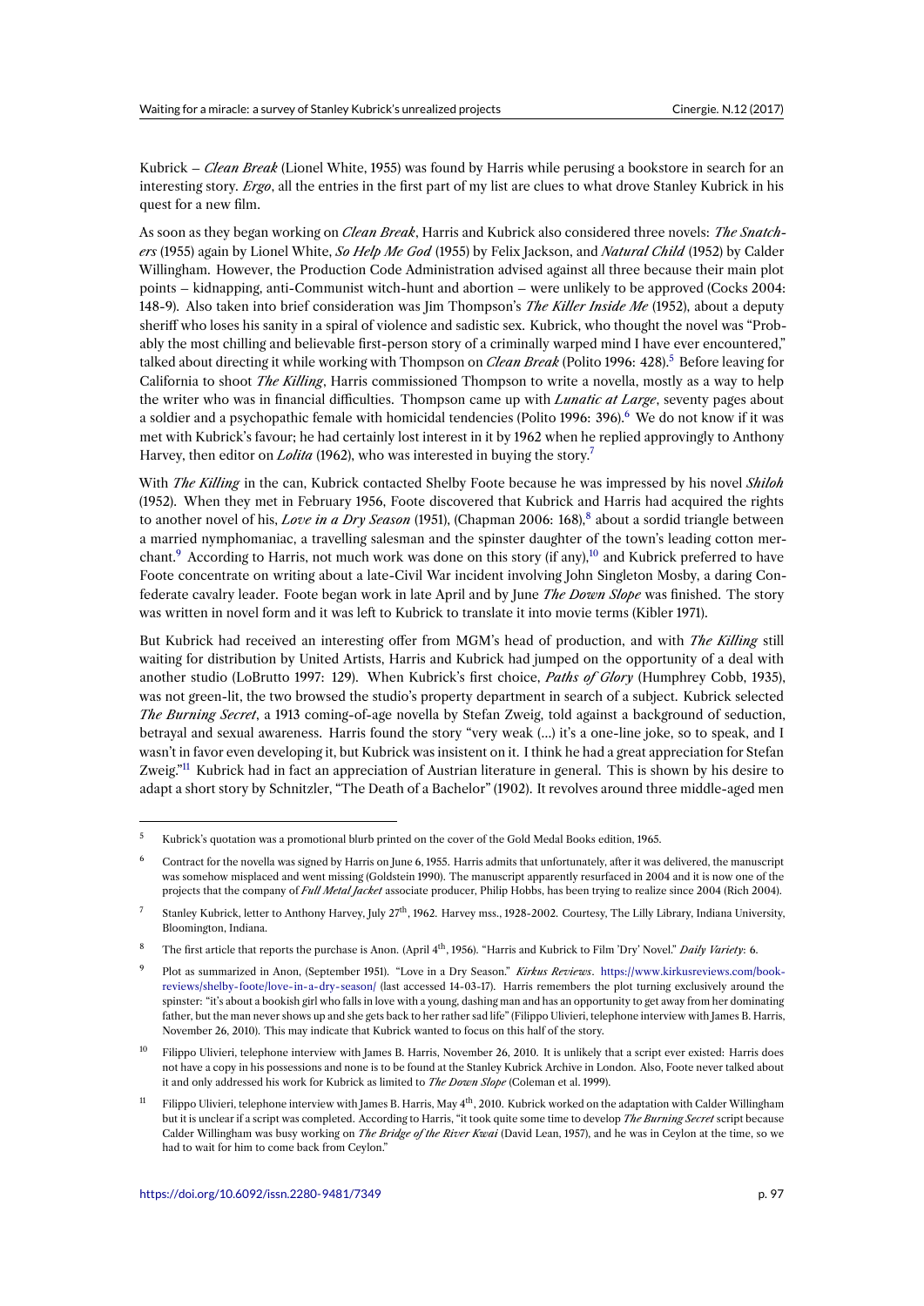Kubrick – *Clean Break* (Lionel White, 1955) was found by Harris while perusing a bookstore in search for an interesting story. *Ergo*, all the entries in the first part of my list are clues to what drove Stanley Kubrick in his quest for a new film.

As soon as they began working on *Clean Break*, Harris and Kubrick also considered three novels: *The Snatchers* (1955) again by Lionel White, *So Help Me God* (1955) by Felix Jackson, and *Natural Child* (1952) by Calder Willingham. However, the Production Code Administration advised against all three because their main plot points – kidnapping, anti-Communist witch-hunt and abortion – were unlikely to be approved (Cocks 2004: 148-9). Also taken into brief consideration was Jim Thompson's *The Killer Inside Me* (1952), about a deputy sheriff who loses his sanity in a spiral of violence and sadistic sex. Kubrick, who thought the novel was "Probably the most chilling and believable first-person story of a criminally warped mind I have ever encountered," talked about directing it while working with Thompson on *Clean Break* (Polito 1996: 428).[5] Before leaving for California to shoot *The Killing*, Harris commissioned Thompson to write a novella, mostly as a way to help the writer who was in financial difficulties. Thompson came up with *Lunatic at Large*, seventy pages about a soldier and a psychopathic female with homicidal tendencies (Polito 1996: 396).[6] We do not know if it was met with Kubrick's favour; he had certainly lost interest in it by 1962 when he replied approvingly to Anthony Harvey, then editor on *Lolita* (1962), who was interested in buying the story.[7]

With *The Killing* in the can, Kubrick contacted Shelby Foote because he was impressed by his novel *Shiloh* (1952). When they met in February 1956, Foote discovered that Kubrick and Harris had acquired the rights to another novel of his, *Love in a Dry Season* (1951), (Chapman 2006: 168),[8] about a sordid triangle between a married nymphomaniac, a travelling salesman and the spinster daughter of the town's leading cotton merchant.[9] According to Harris, not much work was done on this story (if any),[10] and Kubrick preferred to have Foote concentrate on writing about a late-Civil War incident involving John Singleton Mosby, a daring Confederate cavalry leader. Foote began work in late April and by June *The Down Slope* was finished. The story was written in novel form and it was left to Kubrick to translate it into movie terms (Kibler 1971).

But Kubrick had received an interesting offer from MGM's head of production, and with *The Killing* still waiting for distribution by United Artists, Harris and Kubrick had jumped on the opportunity of a deal with another studio (LoBrutto 1997: 129). When Kubrick's first choice, *Paths of Glory* (Humphrey Cobb, 1935), was not green-lit, the two browsed the studio's property department in search of a subject. Kubrick selected *The Burning Secret*, a 1913 coming-of-age novella by Stefan Zweig, told against a background of seduction, betrayal and sexual awareness. Harris found the story "very weak (…) it's a one-line joke, so to speak, and I wasn't in favor even developing it, but Kubrick was insistent on it. I think he had a great appreciation for Stefan Zweig."[11] Kubrick had in fact an appreciation of Austrian literature in general. This is shown by his desire to adapt a short story by Schnitzler, "The Death of a Bachelor" (1902). It revolves around three middle-aged men

---

[5] Kubrick's quotation was a promotional blurb printed on the cover of the Gold Medal Books edition, 1965.

[6] Contract for the novella was signed by Harris on June 6, 1955. Harris admits that unfortunately, after it was delivered, the manuscript was somehow misplaced and went missing (Goldstein 1990). The manuscript apparently resurfaced in 2004 and it is now one of the projects that the company of *Full Metal Jacket* associate producer, Philip Hobbs, has been trying to realize since 2004 (Rich 2004).

[7] Stanley Kubrick, letter to Anthony Harvey, July 27th, 1962. Harvey mss., 1928-2002. Courtesy, The Lilly Library, Indiana University, Bloomington, Indiana.

[8] The first article that reports the purchase is Anon. (April 4th, 1956). "Harris and Kubrick to Film 'Dry' Novel." *Daily Variety*: 6.

[9] Plot as summarized in Anon, (September 1951). "Love in a Dry Season." *Kirkus Reviews*. https://www.kirkusreviews.com/book-reviews/shelby-foote/love-in-a-dry-season/ (last accessed 14-03-17). Harris remembers the plot turning exclusively around the spinster: "it's about a bookish girl who falls in love with a young, dashing man and has an opportunity to get away from her dominating father, but the man never shows up and she gets back to her rather sad life" (Filippo Ulivieri, telephone interview with James B. Harris, November 26, 2010). This may indicate that Kubrick wanted to focus on this half of the story.

[10] Filippo Ulivieri, telephone interview with James B. Harris, November 26, 2010. It is unlikely that a script ever existed: Harris does not have a copy in his possessions and none is to be found at the Stanley Kubrick Archive in London. Also, Foote never talked about it and only addressed his work for Kubrick as limited to *The Down Slope* (Coleman et al. 1999).

[11] Filippo Ulivieri, telephone interview with James B. Harris, May 4th, 2010. Kubrick worked on the adaptation with Calder Willingham but it is unclear if a script was completed. According to Harris, "it took quite some time to develop *The Burning Secret* script because Calder Willingham was busy working on *The Bridge of the River Kwai* (David Lean, 1957), and he was in Ceylon at the time, so we had to wait for him to come back from Ceylon."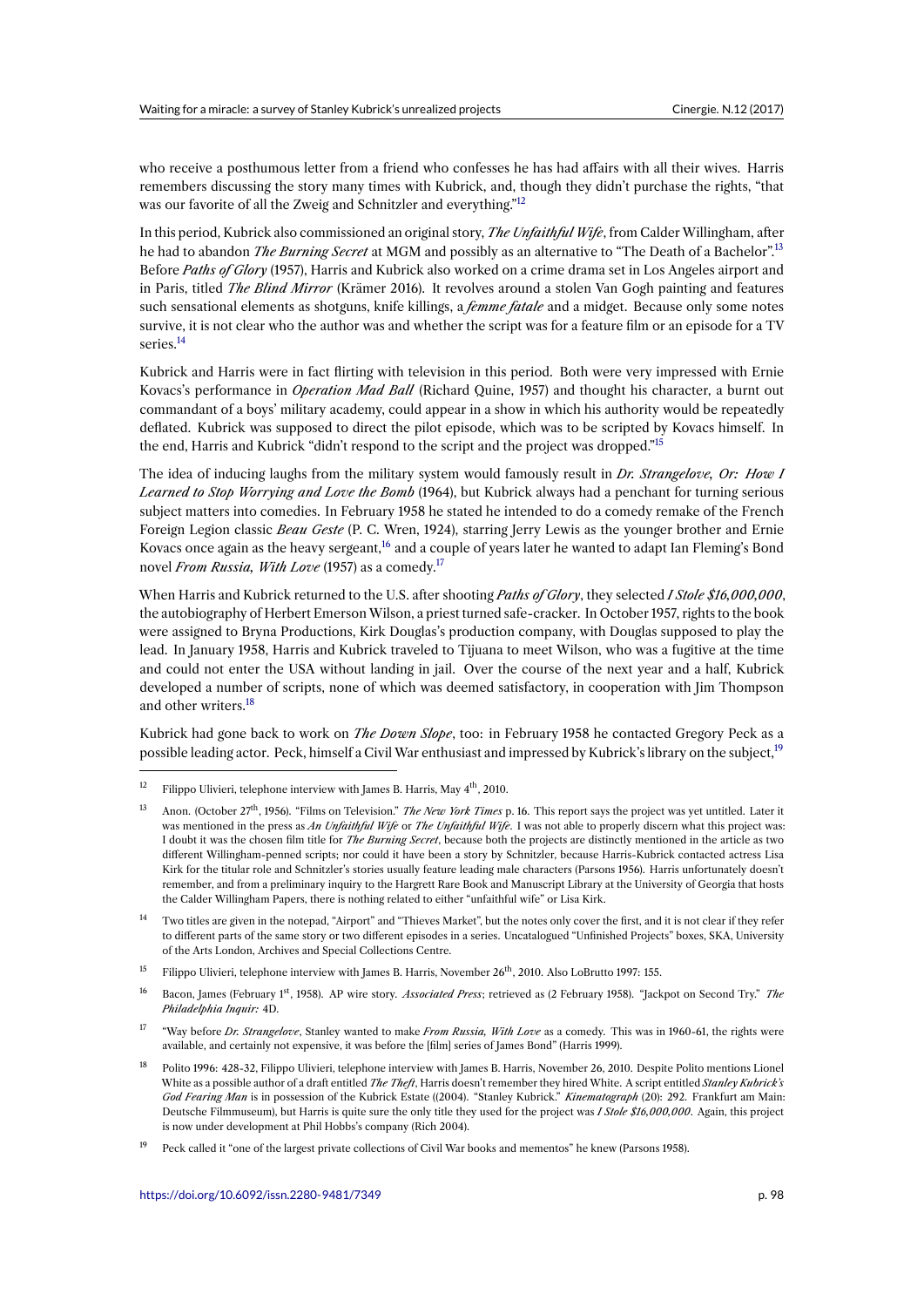who receive a posthumous letter from a friend who confesses he has had affairs with all their wives. Harris remembers discussing the story many times with Kubrick, and, though they didn't purchase the rights, "that was our favorite of all the Zweig and Schnitzler and everything."[12]

In this period, Kubrick also commissioned an original story, *The Unfaithful Wife*, from Calder Willingham, after he had to abandon *The Burning Secret* at MGM and possibly as an alternative to "The Death of a Bachelor".[13] Before *Paths of Glory* (1957), Harris and Kubrick also worked on a crime drama set in Los Angeles airport and in Paris, titled *The Blind Mirror* (Krämer 2016). It revolves around a stolen Van Gogh painting and features such sensational elements as shotguns, knife killings, a *femme fatale* and a midget. Because only some notes survive, it is not clear who the author was and whether the script was for a feature film or an episode for a TV series.[14]

Kubrick and Harris were in fact flirting with television in this period. Both were very impressed with Ernie Kovacs's performance in *Operation Mad Ball* (Richard Quine, 1957) and thought his character, a burnt out commandant of a boys' military academy, could appear in a show in which his authority would be repeatedly deflated. Kubrick was supposed to direct the pilot episode, which was to be scripted by Kovacs himself. In the end, Harris and Kubrick "didn't respond to the script and the project was dropped."[15]

The idea of inducing laughs from the military system would famously result in *Dr. Strangelove, Or: How I Learned to Stop Worrying and Love the Bomb* (1964), but Kubrick always had a penchant for turning serious subject matters into comedies. In February 1958 he stated he intended to do a comedy remake of the French Foreign Legion classic *Beau Geste* (P. C. Wren, 1924), starring Jerry Lewis as the younger brother and Ernie Kovacs once again as the heavy sergeant,[16] and a couple of years later he wanted to adapt Ian Fleming's Bond novel *From Russia, With Love* (1957) as a comedy.[17]

When Harris and Kubrick returned to the U.S. after shooting *Paths of Glory*, they selected ***I Stole $16,000,000***, the autobiography of Herbert Emerson Wilson, a priest turned safe-cracker. In October 1957, rights to the book were assigned to Bryna Productions, Kirk Douglas's production company, with Douglas supposed to play the lead. In January 1958, Harris and Kubrick traveled to Tijuana to meet Wilson, who was a fugitive at the time and could not enter the USA without landing in jail. Over the course of the next year and a half, Kubrick developed a number of scripts, none of which was deemed satisfactory, in cooperation with Jim Thompson and other writers.[18]

Kubrick had gone back to work on *The Down Slope*, too: in February 1958 he contacted Gregory Peck as a possible leading actor. Peck, himself a Civil War enthusiast and impressed by Kubrick's library on the subject,[19]

---

[12] Filippo Ulivieri, telephone interview with James B. Harris, May 4th, 2010.

[13] Anon. (October 27th, 1956). "Films on Television." *The New York Times* p. 16. This report says the project was yet untitled. Later it was mentioned in the press as *An Unfaithful Wife* or *The Unfaithful Wife*. I was not able to properly discern what this project was: I doubt it was the chosen film title for *The Burning Secret*, because both the projects are distinctly mentioned in the article as two different Willingham-penned scripts; nor could it have been a story by Schnitzler, because Harris-Kubrick contacted actress Lisa Kirk for the titular role and Schnitzler's stories usually feature leading male characters (Parsons 1956). Harris unfortunately doesn't remember, and from a preliminary inquiry to the Hargrett Rare Book and Manuscript Library at the University of Georgia that hosts the Calder Willingham Papers, there is nothing related to either "unfaithful wife" or Lisa Kirk.

[14] Two titles are given in the notepad, "Airport" and "Thieves Market", but the notes only cover the first, and it is not clear if they refer to different parts of the same story or two different episodes in a series. Uncatalogued "Unfinished Projects" boxes, SKA, University of the Arts London, Archives and Special Collections Centre.

[15] Filippo Ulivieri, telephone interview with James B. Harris, November 26th, 2010. Also LoBrutto 1997: 155.

[16] Bacon, James (February 1st, 1958). AP wire story. *Associated Press*; retrieved as (2 February 1958). "Jackpot on Second Try." *The Philadelphia Inquir:* 4D.

[17] "Way before *Dr. Strangelove*, Stanley wanted to make *From Russia, With Love* as a comedy. This was in 1960-61, the rights were available, and certainly not expensive, it was before the [film] series of James Bond" (Harris 1999).

[18] Polito 1996: 428-32, Filippo Ulivieri, telephone interview with James B. Harris, November 26, 2010. Despite Polito mentions Lionel White as a possible author of a draft entitled *The Theft*, Harris doesn't remember they hired White. A script entitled *Stanley Kubrick's God Fearing Man* is in possession of the Kubrick Estate ((2004). "Stanley Kubrick." *Kinematograph* (20): 292. Frankfurt am Main: Deutsche Filmmuseum), but Harris is quite sure the only title they used for the project was *I Stole $16,000,000*. Again, this project is now under development at Phil Hobbs's company (Rich 2004).

[19] Peck called it "one of the largest private collections of Civil War books and mementos" he knew (Parsons 1958).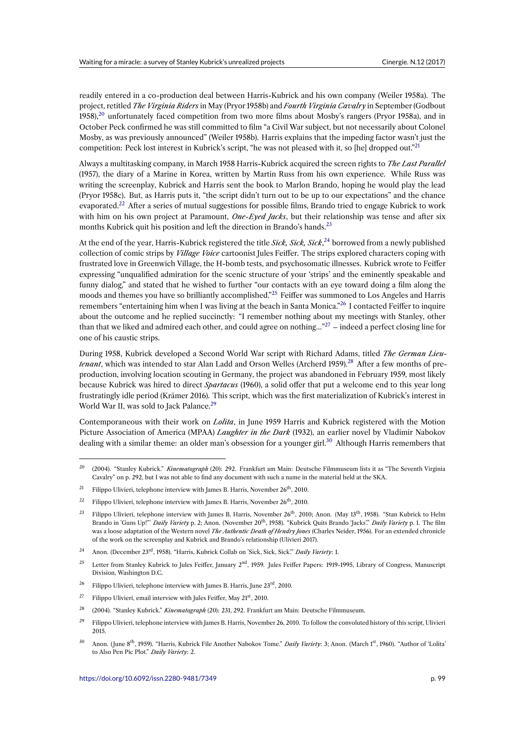readily entered in a co-production deal between Harris-Kubrick and his own company (Weiler 1958a). The project, retitled *The Virginia Riders* in May (Pryor 1958b) and *Fourth Virginia Cavalry* in September (Godbout 1958),[20] unfortunately faced competition from two more films about Mosby's rangers (Pryor 1958a), and in October Peck confirmed he was still committed to film "a Civil War subject, but not necessarily about Colonel Mosby, as was previously announced" (Weiler 1958b). Harris explains that the impeding factor wasn't just the competition: Peck lost interest in Kubrick's script, "he was not pleased with it, so [he] dropped out."[21]

Always a multitasking company, in March 1958 Harris-Kubrick acquired the screen rights to *The Last Parallel* (1957), the diary of a Marine in Korea, written by Martin Russ from his own experience. While Russ was writing the screenplay, Kubrick and Harris sent the book to Marlon Brando, hoping he would play the lead (Pryor 1958c). But, as Harris puts it, "the script didn't turn out to be up to our expectations" and the chance evaporated.[22] After a series of mutual suggestions for possible films, Brando tried to engage Kubrick to work with him on his own project at Paramount, *One-Eyed Jacks*, but their relationship was tense and after six months Kubrick quit his position and left the direction in Brando's hands.[23]

At the end of the year, Harris-Kubrick registered the title *Sick, Sick, Sick*,[24] borrowed from a newly published collection of comic strips by *Village Voice* cartoonist Jules Feiffer. The strips explored characters coping with frustrated love in Greenwich Village, the H-bomb tests, and psychosomatic illnesses. Kubrick wrote to Feiffer expressing "unqualified admiration for the scenic structure of your 'strips' and the eminently speakable and funny dialog," and stated that he wished to further "our contacts with an eye toward doing a film along the moods and themes you have so brilliantly accomplished."[25] Feiffer was summoned to Los Angeles and Harris remembers "entertaining him when I was living at the beach in Santa Monica."[26] I contacted Feiffer to inquire about the outcome and he replied succinctly: "I remember nothing about my meetings with Stanley, other than that we liked and admired each other, and could agree on nothing..."[27] – indeed a perfect closing line for one of his caustic strips.

During 1958, Kubrick developed a Second World War script with Richard Adams, titled *The German Lieutenant*, which was intended to star Alan Ladd and Orson Welles (Archerd 1959).[28] After a few months of pre-production, involving location scouting in Germany, the project was abandoned in February 1959, most likely because Kubrick was hired to direct *Spartacus* (1960), a solid offer that put a welcome end to this year long frustratingly idle period (Krämer 2016). This script, which was the first materialization of Kubrick's interest in World War II, was sold to Jack Palance.[29]

Contemporaneous with their work on *Lolita*, in June 1959 Harris and Kubrick registered with the Motion Picture Association of America (MPAA) *Laughter in the Dark* (1932), an earlier novel by Vladimir Nabokov dealing with a similar theme: an older man's obsession for a younger girl.[30] Although Harris remembers that

---

[20] (2004). "Stanley Kubrick." *Kinematograph* (20): 292. Frankfurt am Main: Deutsche Filmmuseum lists it as "The Seventh Virginia Cavalry" on p. 292, but I was not able to find any document with such a name in the material held at the SKA.

[21] Filippo Ulivieri, telephone interview with James B. Harris, November 26th, 2010.

[22] Filippo Ulivieri, telephone interview with James B. Harris, November 26th, 2010.

[23] Filippo Ulivieri, telephone interview with James B. Harris, November 26th, 2010; Anon. (May 13th, 1958). "Stan Kubrick to Helm Brando in 'Guns Up!"' *Daily Variety* p. 2; Anon. (November 20th, 1958). "Kubrick Quits Brando 'Jacks'." *Daily Variety* p. 1. The film was a loose adaptation of the Western novel *The Authentic Death of Hendry Jones* (Charles Neider, 1956). For an extended chronicle of the work on the screenplay and Kubrick and Brando's relationship (Ulivieri 2017).

[24] Anon. (December 23rd, 1958). "Harris, Kubrick Collab on 'Sick, Sick, Sick'." *Daily Variety*: 1.

[25] Letter from Stanley Kubrick to Jules Feiffer, January 2nd, 1959. Jules Feiffer Papers: 1919-1995, Library of Congress, Manuscript Division, Washington D.C.

[26] Filippo Ulivieri, telephone interview with James B. Harris, June 23rd, 2010.

[27] Filippo Ulivieri, email interview with Jules Feiffer, May 21st, 2010.

[28] (2004). "Stanley Kubrick." *Kinematograph* (20): 231, 292. Frankfurt am Main: Deutsche Filmmuseum.

[29] Filippo Ulivieri, telephone interview with James B. Harris, November 26, 2010. To follow the convoluted history of this script, Ulivieri 2015.

[30] Anon. (June 8th, 1959). "Harris, Kubrick File Another Nabokov Tome." *Daily Variety*: 3; Anon. (March 1st, 1960). "Author of 'Lolita' to Also Pen Pic Plot." *Daily Variety*: 2.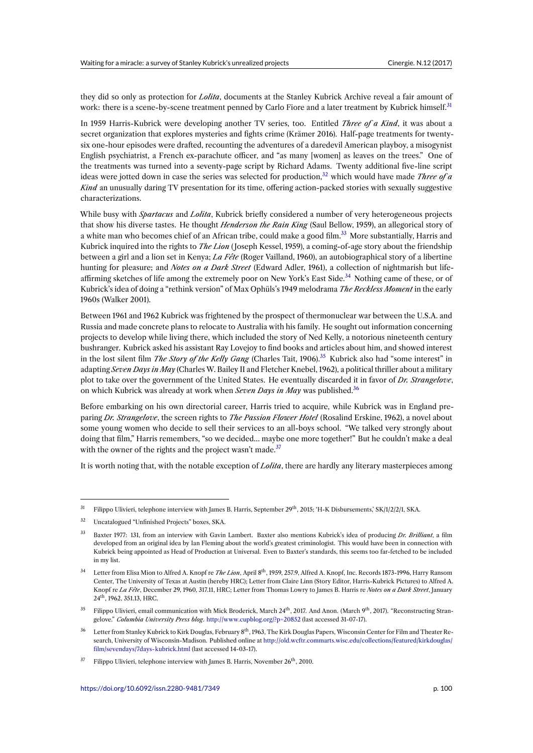they did so only as protection for *Lolita*, documents at the Stanley Kubrick Archive reveal a fair amount of work: there is a scene-by-scene treatment penned by Carlo Fiore and a later treatment by Kubrick himself.[31]

In 1959 Harris-Kubrick were developing another TV series, too. Entitled *Three of a Kind*, it was about a secret organization that explores mysteries and fights crime (Krämer 2016). Half-page treatments for twenty-six one-hour episodes were drafted, recounting the adventures of a daredevil American playboy, a misogynist English psychiatrist, a French ex-parachute officer, and "as many [women] as leaves on the trees." One of the treatments was turned into a seventy-page script by Richard Adams. Twenty additional five-line script ideas were jotted down in case the series was selected for production,[32] which would have made *Three of a Kind* an unusually daring TV presentation for its time, offering action-packed stories with sexually suggestive characterizations.

While busy with *Spartacus* and *Lolita*, Kubrick briefly considered a number of very heterogeneous projects that show his diverse tastes. He thought *Henderson the Rain King* (Saul Bellow, 1959), an allegorical story of a white man who becomes chief of an African tribe, could make a good film.[33] More substantially, Harris and Kubrick inquired into the rights to *The Lion* (Joseph Kessel, 1959), a coming-of-age story about the friendship between a girl and a lion set in Kenya; *La Fête* (Roger Vailland, 1960), an autobiographical story of a libertine hunting for pleasure; and *Notes on a Dark Street* (Edward Adler, 1961), a collection of nightmarish but life-affirming sketches of life among the extremely poor on New York's East Side.[34] Nothing came of these, or of Kubrick's idea of doing a "rethink version" of Max Ophüls's 1949 melodrama *The Reckless Moment* in the early 1960s (Walker 2001).

Between 1961 and 1962 Kubrick was frightened by the prospect of thermonuclear war between the U.S.A. and Russia and made concrete plans to relocate to Australia with his family. He sought out information concerning projects to develop while living there, which included the story of Ned Kelly, a notorious nineteenth century bushranger. Kubrick asked his assistant Ray Lovejoy to find books and articles about him, and showed interest in the lost silent film *The Story of the Kelly Gang* (Charles Tait, 1906).[35] Kubrick also had "some interest" in adapting *Seven Days in May* (Charles W. Bailey II and Fletcher Knebel, 1962), a political thriller about a military plot to take over the government of the United States. He eventually discarded it in favor of *Dr. Strangelove*, on which Kubrick was already at work when *Seven Days in May* was published.[36]

Before embarking on his own directorial career, Harris tried to acquire, while Kubrick was in England preparing *Dr. Strangelove*, the screen rights to *The Passion Flower Hotel* (Rosalind Erskine, 1962), a novel about some young women who decide to sell their services to an all-boys school. "We talked very strongly about doing that film," Harris remembers, "so we decided… maybe one more together!" But he couldn't make a deal with the owner of the rights and the project wasn't made.[37]

It is worth noting that, with the notable exception of *Lolita*, there are hardly any literary masterpieces among

---

[31] Filippo Ulivieri, telephone interview with James B. Harris, September 29th, 2015; 'H-K Disbursements,' SK/1/2/2/1, SKA.

[32] Uncatalogued "Unfinished Projects" boxes, SKA.

[33] Baxter 1977: 131, from an interview with Gavin Lambert. Baxter also mentions Kubrick's idea of producing *Dr. Brilliant*, a film developed from an original idea by Ian Fleming about the world's greatest criminologist. This would have been in connection with Kubrick being appointed as Head of Production at Universal. Even to Baxter's standards, this seems too far-fetched to be included in my list.

[34] Letter from Elisa Mion to Alfred A. Knopf re *The Lion*, April 8th, 1959, 257.9, Alfred A. Knopf, Inc. Records 1873-1996, Harry Ransom Center, The University of Texas at Austin (hereby HRC); Letter from Claire Linn (Story Editor, Harris-Kubrick Pictures) to Alfred A. Knopf re *La Fête*, December 29, 1960, 317.11, HRC; Letter from Thomas Lowry to James B. Harris re *Notes on a Dark Street*, January 24th, 1962, 351.13, HRC.

[35] Filippo Ulivieri, email communication with Mick Broderick, March 24th, 2017. And Anon. (March 9th, 2017). "Reconstructing Strangelove." *Columbia University Press blog*. http://www.cupblog.org/?p=20852 (last accessed 31-07-17).

[36] Letter from Stanley Kubrick to Kirk Douglas, February 8th, 1963, The Kirk Douglas Papers, Wisconsin Center for Film and Theater Research, University of Wisconsin-Madison. Published online at http://old.wcftr.commarts.wisc.edu/collections/featured/kirkdouglas/film/sevendays/7days-kubrick.html (last accessed 14-03-17).

[37] Filippo Ulivieri, telephone interview with James B. Harris, November 26th, 2010.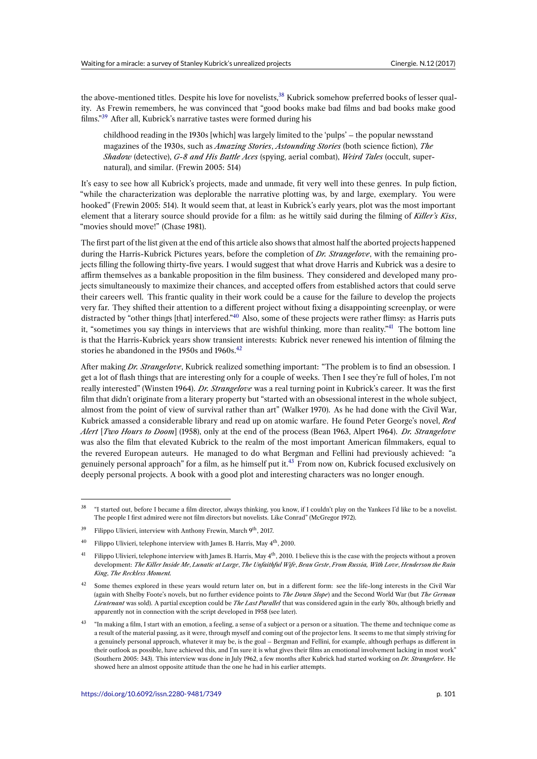the above-mentioned titles. Despite his love for novelists,[38] Kubrick somehow preferred books of lesser quality. As Frewin remembers, he was convinced that "good books make bad films and bad books make good films."[39] After all, Kubrick's narrative tastes were formed during his

> childhood reading in the 1930s [which] was largely limited to the 'pulps' – the popular newsstand magazines of the 1930s, such as *Amazing Stories*, *Astounding Stories* (both science fiction), *The Shadow* (detective), *G-8 and His Battle Aces* (spying, aerial combat), *Weird Tales* (occult, supernatural), and similar. (Frewin 2005: 514)

It's easy to see how all Kubrick's projects, made and unmade, fit very well into these genres. In pulp fiction, "while the characterization was deplorable the narrative plotting was, by and large, exemplary. You were hooked" (Frewin 2005: 514). It would seem that, at least in Kubrick's early years, plot was the most important element that a literary source should provide for a film: as he wittily said during the filming of *Killer's Kiss*, "movies should move!" (Chase 1981).

The first part of the list given at the end of this article also shows that almost half the aborted projects happened during the Harris-Kubrick Pictures years, before the completion of *Dr. Strangelove*, with the remaining projects filling the following thirty-five years. I would suggest that what drove Harris and Kubrick was a desire to affirm themselves as a bankable proposition in the film business. They considered and developed many projects simultaneously to maximize their chances, and accepted offers from established actors that could serve their careers well. This frantic quality in their work could be a cause for the failure to develop the projects very far. They shifted their attention to a different project without fixing a disappointing screenplay, or were distracted by "other things [that] interfered."[40] Also, some of these projects were rather flimsy: as Harris puts it, "sometimes you say things in interviews that are wishful thinking, more than reality."[41] The bottom line is that the Harris-Kubrick years show transient interests: Kubrick never renewed his intention of filming the stories he abandoned in the 1950s and 1960s.[42]

After making *Dr. Strangelove*, Kubrick realized something important: "The problem is to find an obsession. I get a lot of flash things that are interesting only for a couple of weeks. Then I see they're full of holes, I'm not really interested" (Winsten 1964). *Dr. Strangelove* was a real turning point in Kubrick's career. It was the first film that didn't originate from a literary property but "started with an obsessional interest in the whole subject, almost from the point of view of survival rather than art" (Walker 1970). As he had done with the Civil War, Kubrick amassed a considerable library and read up on atomic warfare. He found Peter George's novel, *Red Alert* [*Two Hours to Doom*] (1958), only at the end of the process (Bean 1963, Alpert 1964). *Dr. Strangelove* was also the film that elevated Kubrick to the realm of the most important American filmmakers, equal to the revered European auteurs. He managed to do what Bergman and Fellini had previously achieved: "a genuinely personal approach" for a film, as he himself put it.[43] From now on, Kubrick focused exclusively on deeply personal projects. A book with a good plot and interesting characters was no longer enough.

---

[38] "I started out, before I became a film director, always thinking, you know, if I couldn't play on the Yankees I'd like to be a novelist. The people I first admired were not film directors but novelists. Like Conrad" (McGregor 1972).

[39] Filippo Ulivieri, interview with Anthony Frewin, March 9th, 2017.

[40] Filippo Ulivieri, telephone interview with James B. Harris, May 4th, 2010.

[41] Filippo Ulivieri, telephone interview with James B. Harris, May 4th, 2010. I believe this is the case with the projects without a proven development: *The Killer Inside Me*, *Lunatic at Large*, *The Unfaithful Wife*, *Beau Geste*, *From Russia, With Love*, *Henderson the Rain King*, *The Reckless Moment*.

[42] Some themes explored in these years would return later on, but in a different form: see the life-long interests in the Civil War (again with Shelby Foote's novels, but no further evidence points to *The Down Slope*) and the Second World War (but *The German Lieutenant* was sold). A partial exception could be *The Last Parallel* that was considered again in the early '80s, although briefly and apparently not in connection with the script developed in 1958 (see later).

[43] "In making a film, I start with an emotion, a feeling, a sense of a subject or a person or a situation. The theme and technique come as a result of the material passing, as it were, through myself and coming out of the projector lens. It seems to me that simply striving for a genuinely personal approach, whatever it may be, is the goal – Bergman and Fellini, for example, although perhaps as different in their outlook as possible, have achieved this, and I'm sure it is what gives their films an emotional involvement lacking in most work" (Southern 2005: 343). This interview was done in July 1962, a few months after Kubrick had started working on *Dr. Strangelove*. He showed here an almost opposite attitude than the one he had in his earlier attempts.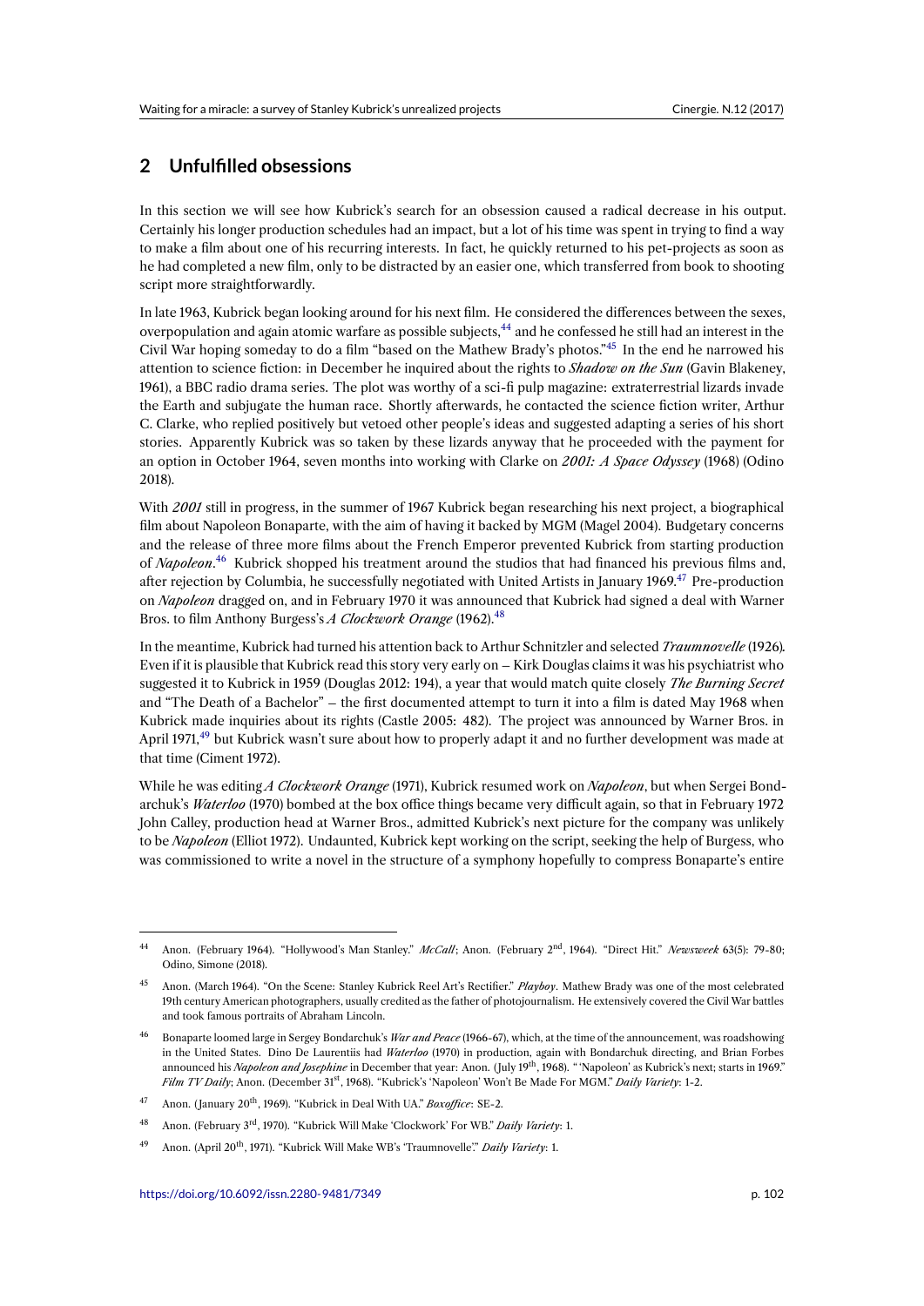## 2 Unfulfilled obsessions

In this section we will see how Kubrick's search for an obsession caused a radical decrease in his output. Certainly his longer production schedules had an impact, but a lot of his time was spent in trying to find a way to make a film about one of his recurring interests. In fact, he quickly returned to his pet-projects as soon as he had completed a new film, only to be distracted by an easier one, which transferred from book to shooting script more straightforwardly.

In late 1963, Kubrick began looking around for his next film. He considered the differences between the sexes, overpopulation and again atomic warfare as possible subjects,[44] and he confessed he still had an interest in the Civil War hoping someday to do a film "based on the Mathew Brady's photos."[45] In the end he narrowed his attention to science fiction: in December he inquired about the rights to ***Shadow on the Sun*** (Gavin Blakeney, 1961), a BBC radio drama series. The plot was worthy of a sci-fi pulp magazine: extraterrestrial lizards invade the Earth and subjugate the human race. Shortly afterwards, he contacted the science fiction writer, Arthur C. Clarke, who replied positively but vetoed other people's ideas and suggested adapting a series of his short stories. Apparently Kubrick was so taken by these lizards anyway that he proceeded with the payment for an option in October 1964, seven months into working with Clarke on ***2001: A Space Odyssey*** (1968) (Odino 2018).

With ***2001*** still in progress, in the summer of 1967 Kubrick began researching his next project, a biographical film about Napoleon Bonaparte, with the aim of having it backed by MGM (Magel 2004). Budgetary concerns and the release of three more films about the French Emperor prevented Kubrick from starting production of *Napoleon*.[46] Kubrick shopped his treatment around the studios that had financed his previous films and, after rejection by Columbia, he successfully negotiated with United Artists in January 1969.[47] Pre-production on *Napoleon* dragged on, and in February 1970 it was announced that Kubrick had signed a deal with Warner Bros. to film Anthony Burgess's *A Clockwork Orange* (1962).[48]

In the meantime, Kubrick had turned his attention back to Arthur Schnitzler and selected *Traumnovelle* (1926). Even if it is plausible that Kubrick read this story very early on – Kirk Douglas claims it was his psychiatrist who suggested it to Kubrick in 1959 (Douglas 2012: 194), a year that would match quite closely *The Burning Secret* and "The Death of a Bachelor" – the first documented attempt to turn it into a film is dated May 1968 when Kubrick made inquiries about its rights (Castle 2005: 482). The project was announced by Warner Bros. in April 1971,[49] but Kubrick wasn't sure about how to properly adapt it and no further development was made at that time (Ciment 1972).

While he was editing *A Clockwork Orange* (1971), Kubrick resumed work on *Napoleon*, but when Sergei Bondarchuk's *Waterloo* (1970) bombed at the box office things became very difficult again, so that in February 1972 John Calley, production head at Warner Bros., admitted Kubrick's next picture for the company was unlikely to be *Napoleon* (Elliot 1972). Undaunted, Kubrick kept working on the script, seeking the help of Burgess, who was commissioned to write a novel in the structure of a symphony hopefully to compress Bonaparte's entire

---

[44] Anon. (February 1964). "Hollywood's Man Stanley." *McCall*; Anon. (February 2nd, 1964). "Direct Hit." *Newsweek* 63(5): 79-80; Odino, Simone (2018).

[45] Anon. (March 1964). "On the Scene: Stanley Kubrick Reel Art's Rectifier." *Playboy*. Mathew Brady was one of the most celebrated 19th century American photographers, usually credited as the father of photojournalism. He extensively covered the Civil War battles and took famous portraits of Abraham Lincoln.

[46] Bonaparte loomed large in Sergey Bondarchuk's *War and Peace* (1966-67), which, at the time of the announcement, was roadshowing in the United States. Dino De Laurentiis had *Waterloo* (1970) in production, again with Bondarchuk directing, and Brian Forbes announced his *Napoleon and Josephine* in December that year: Anon. (July 19th, 1968). " 'Napoleon' as Kubrick's next; starts in 1969." *Film TV Daily*; Anon. (December 31st, 1968). "Kubrick's 'Napoleon' Won't Be Made For MGM." *Daily Variety*: 1-2.

[47] Anon. (January 20th, 1969). "Kubrick in Deal With UA." *Boxoffice*: SE-2.

[48] Anon. (February 3rd, 1970). "Kubrick Will Make 'Clockwork' For WB." *Daily Variety*: 1.

[49] Anon. (April 20th, 1971). "Kubrick Will Make WB's 'Traumnovelle'." *Daily Variety*: 1.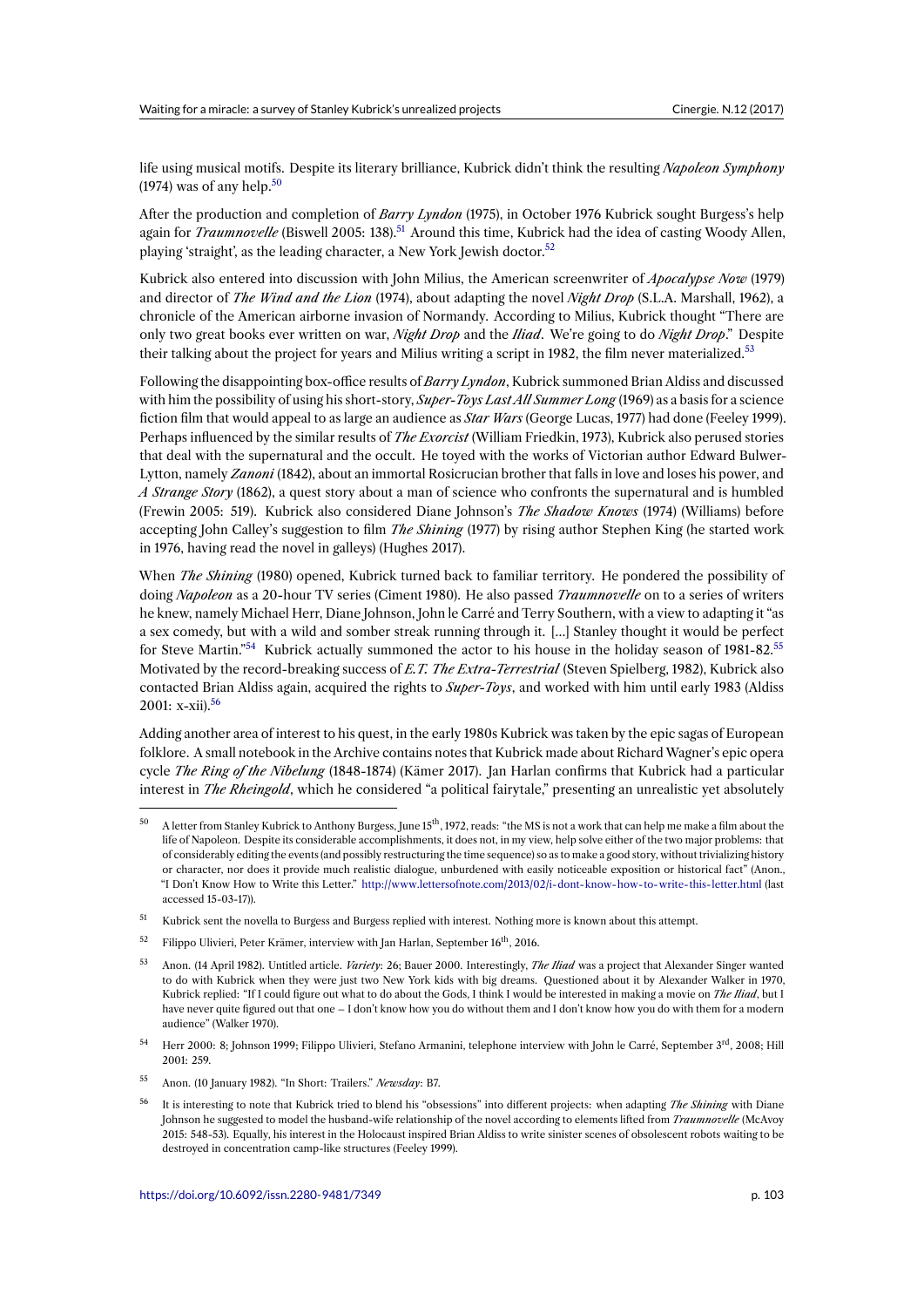life using musical motifs. Despite its literary brilliance, Kubrick didn't think the resulting *Napoleon Symphony* (1974) was of any help.[50]

After the production and completion of *Barry Lyndon* (1975), in October 1976 Kubrick sought Burgess's help again for *Traumnovelle* (Biswell 2005: 138).[51] Around this time, Kubrick had the idea of casting Woody Allen, playing 'straight', as the leading character, a New York Jewish doctor.[52]

Kubrick also entered into discussion with John Milius, the American screenwriter of *Apocalypse Now* (1979) and director of *The Wind and the Lion* (1974), about adapting the novel *Night Drop* (S.L.A. Marshall, 1962), a chronicle of the American airborne invasion of Normandy. According to Milius, Kubrick thought "There are only two great books ever written on war, *Night Drop* and the *Iliad*. We're going to do *Night Drop*." Despite their talking about the project for years and Milius writing a script in 1982, the film never materialized.[53]

Following the disappointing box-office results of *Barry Lyndon*, Kubrick summoned Brian Aldiss and discussed with him the possibility of using his short-story, *Super-Toys Last All Summer Long* (1969) as a basis for a science fiction film that would appeal to as large an audience as *Star Wars* (George Lucas, 1977) had done (Feeley 1999). Perhaps influenced by the similar results of *The Exorcist* (William Friedkin, 1973), Kubrick also perused stories that deal with the supernatural and the occult. He toyed with the works of Victorian author Edward Bulwer-Lytton, namely *Zanoni* (1842), about an immortal Rosicrucian brother that falls in love and loses his power, and *A Strange Story* (1862), a quest story about a man of science who confronts the supernatural and is humbled (Frewin 2005: 519). Kubrick also considered Diane Johnson's *The Shadow Knows* (1974) (Williams) before accepting John Calley's suggestion to film *The Shining* (1977) by rising author Stephen King (he started work in 1976, having read the novel in galleys) (Hughes 2017).

When *The Shining* (1980) opened, Kubrick turned back to familiar territory. He pondered the possibility of doing *Napoleon* as a 20-hour TV series (Ciment 1980). He also passed *Traumnovelle* on to a series of writers he knew, namely Michael Herr, Diane Johnson, John le Carré and Terry Southern, with a view to adapting it "as a sex comedy, but with a wild and somber streak running through it. [...] Stanley thought it would be perfect for Steve Martin."[54] Kubrick actually summoned the actor to his house in the holiday season of 1981-82.[55] Motivated by the record-breaking success of *E.T. The Extra-Terrestrial* (Steven Spielberg, 1982), Kubrick also contacted Brian Aldiss again, acquired the rights to *Super-Toys*, and worked with him until early 1983 (Aldiss 2001: x-xii).[56]

Adding another area of interest to his quest, in the early 1980s Kubrick was taken by the epic sagas of European folklore. A small notebook in the Archive contains notes that Kubrick made about Richard Wagner's epic opera cycle *The Ring of the Nibelung* (1848-1874) (Kämer 2017). Jan Harlan confirms that Kubrick had a particular interest in *The Rheingold*, which he considered "a political fairytale," presenting an unrealistic yet absolutely

---

[50] A letter from Stanley Kubrick to Anthony Burgess, June 15th, 1972, reads: "the MS is not a work that can help me make a film about the life of Napoleon. Despite its considerable accomplishments, it does not, in my view, help solve either of the two major problems: that of considerably editing the events (and possibly restructuring the time sequence) so as to make a good story, without trivializing history or character, nor does it provide much realistic dialogue, unburdened with easily noticeable exposition or historical fact" (Anon., "I Don't Know How to Write this Letter." http://www.lettersofnote.com/2013/02/i-dont-know-how-to-write-this-letter.html (last accessed 15-03-17)).

[51] Kubrick sent the novella to Burgess and Burgess replied with interest. Nothing more is known about this attempt.

[52] Filippo Ulivieri, Peter Krämer, interview with Jan Harlan, September 16th, 2016.

[53] Anon. (14 April 1982). Untitled article. *Variety*: 26; Bauer 2000. Interestingly, *The Iliad* was a project that Alexander Singer wanted to do with Kubrick when they were just two New York kids with big dreams. Questioned about it by Alexander Walker in 1970, Kubrick replied: "If I could figure out what to do about the Gods, I think I would be interested in making a movie on *The Iliad*, but I have never quite figured out that one – I don't know how you do without them and I don't know how you do with them for a modern audience" (Walker 1970).

[54] Herr 2000: 8; Johnson 1999; Filippo Ulivieri, Stefano Armanini, telephone interview with John le Carré, September 3rd, 2008; Hill 2001: 259.

[55] Anon. (10 January 1982). "In Short: Trailers." *Newsday*: B7.

[56] It is interesting to note that Kubrick tried to blend his "obsessions" into different projects: when adapting *The Shining* with Diane Johnson he suggested to model the husband-wife relationship of the novel according to elements lifted from *Traumnovelle* (McAvoy 2015: 548-53). Equally, his interest in the Holocaust inspired Brian Aldiss to write sinister scenes of obsolescent robots waiting to be destroyed in concentration camp-like structures (Feeley 1999).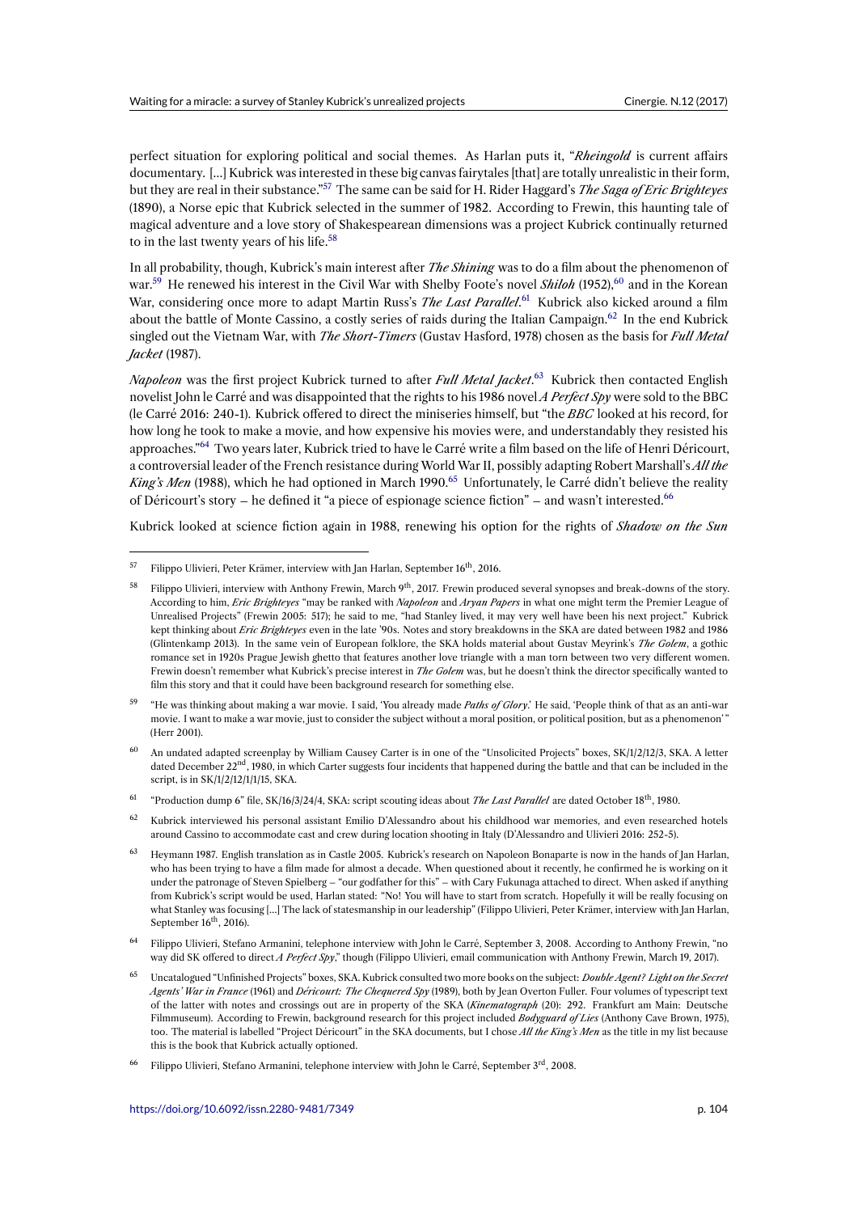perfect situation for exploring political and social themes. As Harlan puts it, "*Rheingold* is current affairs documentary. [...] Kubrick was interested in these big canvas fairytales [that] are totally unrealistic in their form, but they are real in their substance."[57] The same can be said for H. Rider Haggard's *The Saga of Eric Brighteyes* (1890), a Norse epic that Kubrick selected in the summer of 1982. According to Frewin, this haunting tale of magical adventure and a love story of Shakespearean dimensions was a project Kubrick continually returned to in the last twenty years of his life.[58]

In all probability, though, Kubrick's main interest after *The Shining* was to do a film about the phenomenon of war.[59] He renewed his interest in the Civil War with Shelby Foote's novel *Shiloh* (1952),[60] and in the Korean War, considering once more to adapt Martin Russ's *The Last Parallel*.[61] Kubrick also kicked around a film about the battle of Monte Cassino, a costly series of raids during the Italian Campaign.[62] In the end Kubrick singled out the Vietnam War, with *The Short-Timers* (Gustav Hasford, 1978) chosen as the basis for *Full Metal Jacket* (1987).

*Napoleon* was the first project Kubrick turned to after *Full Metal Jacket*.[63] Kubrick then contacted English novelist John le Carré and was disappointed that the rights to his 1986 novel *A Perfect Spy* were sold to the BBC (le Carré 2016: 240-1). Kubrick offered to direct the miniseries himself, but "the *BBC* looked at his record, for how long he took to make a movie, and how expensive his movies were, and understandably they resisted his approaches."[64] Two years later, Kubrick tried to have le Carré write a film based on the life of Henri Déricourt, a controversial leader of the French resistance during World War II, possibly adapting Robert Marshall's *All the King's Men* (1988), which he had optioned in March 1990.[65] Unfortunately, le Carré didn't believe the reality of Déricourt's story – he defined it "a piece of espionage science fiction" – and wasn't interested.[66]

Kubrick looked at science fiction again in 1988, renewing his option for the rights of *Shadow on the Sun*

---

[57] Filippo Ulivieri, Peter Krämer, interview with Jan Harlan, September 16th, 2016.

[58] Filippo Ulivieri, interview with Anthony Frewin, March 9th, 2017. Frewin produced several synopses and break-downs of the story. According to him, *Eric Brighteyes* "may be ranked with *Napoleon* and *Aryan Papers* in what one might term the Premier League of Unrealised Projects" (Frewin 2005: 517); he said to me, "had Stanley lived, it may very well have been his next project." Kubrick kept thinking about *Eric Brighteyes* even in the late '90s. Notes and story breakdowns in the SKA are dated between 1982 and 1986 (Glintenkamp 2013). In the same vein of European folklore, the SKA holds material about Gustav Meyrink's *The Golem*, a gothic romance set in 1920s Prague Jewish ghetto that features another love triangle with a man torn between two very different women. Frewin doesn't remember what Kubrick's precise interest in *The Golem* was, but he doesn't think the director specifically wanted to film this story and that it could have been background research for something else.

[59] "He was thinking about making a war movie. I said, 'You already made *Paths of Glory*.' He said, 'People think of that as an anti-war movie. I want to make a war movie, just to consider the subject without a moral position, or political position, but as a phenomenon' " (Herr 2001).

[60] An undated adapted screenplay by William Causey Carter is in one of the "Unsolicited Projects" boxes, SK/1/2/12/3, SKA. A letter dated December 22nd, 1980, in which Carter suggests four incidents that happened during the battle and that can be included in the script, is in SK/1/2/12/1/15, SKA.

[61] "Production dump 6" file, SK/16/3/24/4, SKA: script scouting ideas about *The Last Parallel* are dated October 18th, 1980.

[62] Kubrick interviewed his personal assistant Emilio D'Alessandro about his childhood war memories, and even researched hotels around Cassino to accommodate cast and crew during location shooting in Italy (D'Alessandro and Ulivieri 2016: 252-5).

[63] Heymann 1987. English translation as in Castle 2005. Kubrick's research on Napoleon Bonaparte is now in the hands of Jan Harlan, who has been trying to have a film made for almost a decade. When questioned about it recently, he confirmed he is working on it under the patronage of Steven Spielberg – "our godfather for this" – with Cary Fukunaga attached to direct. When asked if anything from Kubrick's script would be used, Harlan stated: "No! You will have to start from scratch. Hopefully it will be really focusing on what Stanley was focusing [...] The lack of statesmanship in our leadership" (Filippo Ulivieri, Peter Krämer, interview with Jan Harlan, September 16th, 2016).

[64] Filippo Ulivieri, Stefano Armanini, telephone interview with John le Carré, September 3, 2008. According to Anthony Frewin, "no way did SK offered to direct *A Perfect Spy*," though (Filippo Ulivieri, email communication with Anthony Frewin, March 19, 2017).

[65] Uncatalogued "Unfinished Projects" boxes, SKA. Kubrick consulted two more books on the subject: *Double Agent? Light on the Secret Agents' War in France* (1961) and *Déricourt: The Chequered Spy* (1989), both by Jean Overton Fuller. Four volumes of typescript text of the latter with notes and crossings out are in property of the SKA (*Kinematograph* (20): 292. Frankfurt am Main: Deutsche Filmmuseum). According to Frewin, background research for this project included *Bodyguard of Lies* (Anthony Cave Brown, 1975), too. The material is labelled "Project Déricourt" in the SKA documents, but I chose *All the King's Men* as the title in my list because this is the book that Kubrick actually optioned.

[66] Filippo Ulivieri, Stefano Armanini, telephone interview with John le Carré, September 3rd, 2008.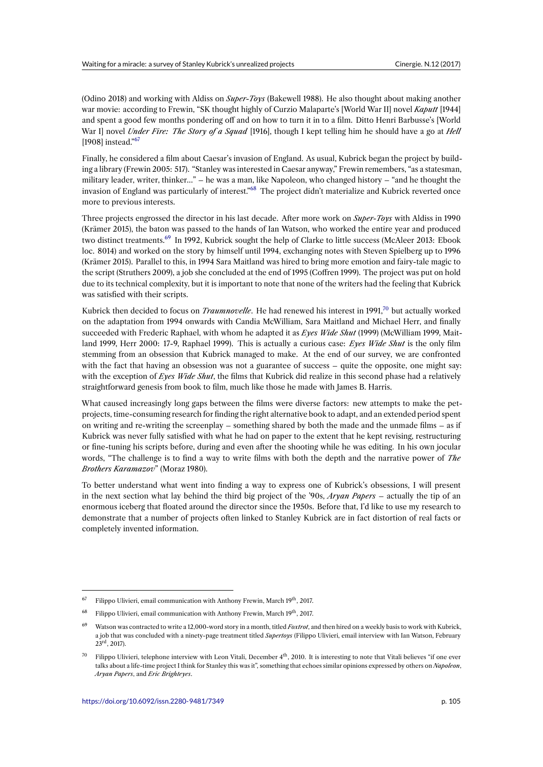(Odino 2018) and working with Aldiss on *Super-Toys* (Bakewell 1988). He also thought about making another war movie: according to Frewin, "SK thought highly of Curzio Malaparte's [World War II] novel *Kaputt* [1944] and spent a good few months pondering off and on how to turn it in to a film. Ditto Henri Barbusse's [World War I] novel *Under Fire: The Story of a Squad* [1916], though I kept telling him he should have a go at *Hell* [1908] instead."[67]

Finally, he considered a film about Caesar's invasion of England. As usual, Kubrick began the project by building a library (Frewin 2005: 517). "Stanley was interested in Caesar anyway," Frewin remembers, "as a statesman, military leader, writer, thinker…" – he was a man, like Napoleon, who changed history – "and he thought the invasion of England was particularly of interest."[68] The project didn't materialize and Kubrick reverted once more to previous interests.

Three projects engrossed the director in his last decade. After more work on *Super-Toys* with Aldiss in 1990 (Krämer 2015), the baton was passed to the hands of Ian Watson, who worked the entire year and produced two distinct treatments.[69] In 1992, Kubrick sought the help of Clarke to little success (McAleer 2013: Ebook loc. 8014) and worked on the story by himself until 1994, exchanging notes with Steven Spielberg up to 1996 (Krämer 2015). Parallel to this, in 1994 Sara Maitland was hired to bring more emotion and fairy-tale magic to the script (Struthers 2009), a job she concluded at the end of 1995 (Coffren 1999). The project was put on hold due to its technical complexity, but it is important to note that none of the writers had the feeling that Kubrick was satisfied with their scripts.

Kubrick then decided to focus on *Traumnovelle*. He had renewed his interest in 1991,[70] but actually worked on the adaptation from 1994 onwards with Candia McWilliam, Sara Maitland and Michael Herr, and finally succeeded with Frederic Raphael, with whom he adapted it as *Eyes Wide Shut* (1999) (McWilliam 1999, Maitland 1999, Herr 2000: 17-9, Raphael 1999). This is actually a curious case: *Eyes Wide Shut* is the only film stemming from an obsession that Kubrick managed to make. At the end of our survey, we are confronted with the fact that having an obsession was not a guarantee of success – quite the opposite, one might say: with the exception of *Eyes Wide Shut*, the films that Kubrick did realize in this second phase had a relatively straightforward genesis from book to film, much like those he made with James B. Harris.

What caused increasingly long gaps between the films were diverse factors: new attempts to make the pet-projects, time-consuming research for finding the right alternative book to adapt, and an extended period spent on writing and re-writing the screenplay – something shared by both the made and the unmade films – as if Kubrick was never fully satisfied with what he had on paper to the extent that he kept revising, restructuring or fine-tuning his scripts before, during and even after the shooting while he was editing. In his own jocular words, "The challenge is to find a way to write films with both the depth and the narrative power of *The Brothers Karamazov*" (Moraz 1980).

To better understand what went into finding a way to express one of Kubrick's obsessions, I will present in the next section what lay behind the third big project of the '90s, *Aryan Papers* – actually the tip of an enormous iceberg that floated around the director since the 1950s. Before that, I'd like to use my research to demonstrate that a number of projects often linked to Stanley Kubrick are in fact distortion of real facts or completely invented information.

---

[67] Filippo Ulivieri, email communication with Anthony Frewin, March 19th, 2017.

[68] Filippo Ulivieri, email communication with Anthony Frewin, March 19th, 2017.

[69] Watson was contracted to write a 12,000-word story in a month, titled *Foxtrot*, and then hired on a weekly basis to work with Kubrick, a job that was concluded with a ninety-page treatment titled *Supertoys* (Filippo Ulivieri, email interview with Ian Watson, February 23rd, 2017).

[70] Filippo Ulivieri, telephone interview with Leon Vitali, December 4th, 2010. It is interesting to note that Vitali believes "if one ever talks about a life-time project I think for Stanley this was it", something that echoes similar opinions expressed by others on *Napoleon*, *Aryan Papers*, and *Eric Brighteyes*.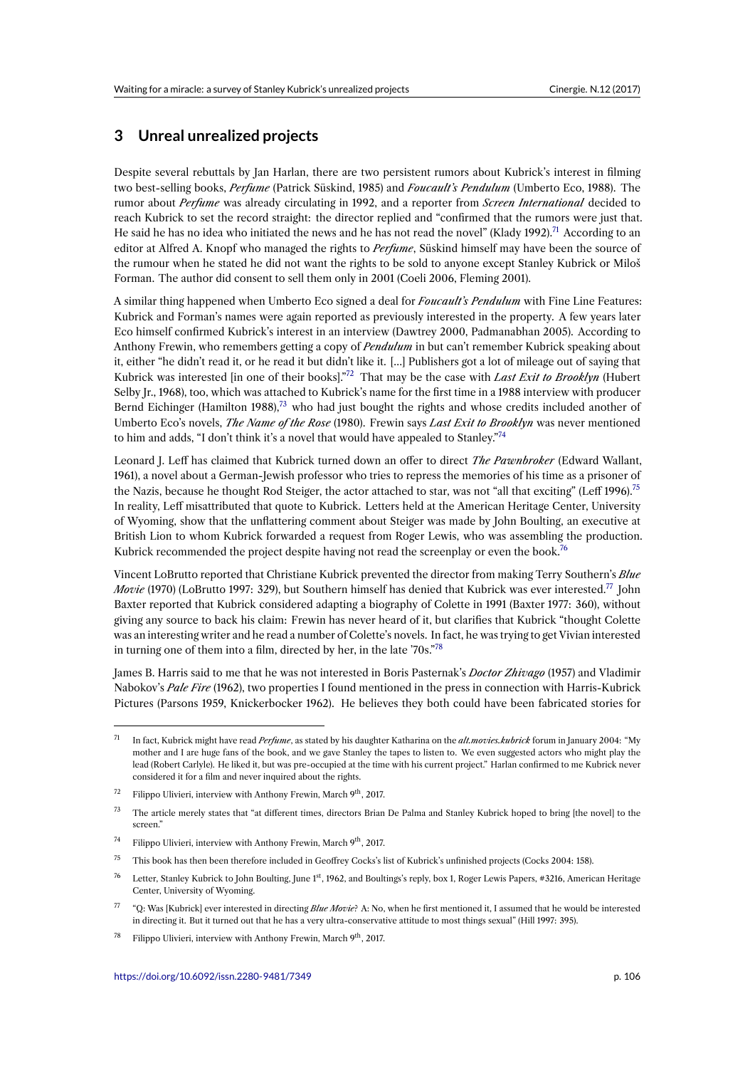## 3 Unreal unrealized projects

Despite several rebuttals by Jan Harlan, there are two persistent rumors about Kubrick's interest in filming two best-selling books, *Perfume* (Patrick Süskind, 1985) and *Foucault's Pendulum* (Umberto Eco, 1988). The rumor about *Perfume* was already circulating in 1992, and a reporter from *Screen International* decided to reach Kubrick to set the record straight: the director replied and "confirmed that the rumors were just that. He said he has no idea who initiated the news and he has not read the novel" (Klady 1992).[71] According to an editor at Alfred A. Knopf who managed the rights to *Perfume*, Süskind himself may have been the source of the rumour when he stated he did not want the rights to be sold to anyone except Stanley Kubrick or Miloš Forman. The author did consent to sell them only in 2001 (Coeli 2006, Fleming 2001).

A similar thing happened when Umberto Eco signed a deal for *Foucault's Pendulum* with Fine Line Features: Kubrick and Forman's names were again reported as previously interested in the property. A few years later Eco himself confirmed Kubrick's interest in an interview (Dawtrey 2000, Padmanabhan 2005). According to Anthony Frewin, who remembers getting a copy of *Pendulum* in but can't remember Kubrick speaking about it, either "he didn't read it, or he read it but didn't like it. […] Publishers got a lot of mileage out of saying that Kubrick was interested [in one of their books]."[72] That may be the case with *Last Exit to Brooklyn* (Hubert Selby Jr., 1968), too, which was attached to Kubrick's name for the first time in a 1988 interview with producer Bernd Eichinger (Hamilton 1988),[73] who had just bought the rights and whose credits included another of Umberto Eco's novels, *The Name of the Rose* (1980). Frewin says *Last Exit to Brooklyn* was never mentioned to him and adds, "I don't think it's a novel that would have appealed to Stanley."[74]

Leonard J. Leff has claimed that Kubrick turned down an offer to direct *The Pawnbroker* (Edward Wallant, 1961), a novel about a German-Jewish professor who tries to repress the memories of his time as a prisoner of the Nazis, because he thought Rod Steiger, the actor attached to star, was not "all that exciting" (Leff 1996).[75] In reality, Leff misattributed that quote to Kubrick. Letters held at the American Heritage Center, University of Wyoming, show that the unflattering comment about Steiger was made by John Boulting, an executive at British Lion to whom Kubrick forwarded a request from Roger Lewis, who was assembling the production. Kubrick recommended the project despite having not read the screenplay or even the book.[76]

Vincent LoBrutto reported that Christiane Kubrick prevented the director from making Terry Southern's *Blue Movie* (1970) (LoBrutto 1997: 329), but Southern himself has denied that Kubrick was ever interested.[77] John Baxter reported that Kubrick considered adapting a biography of Colette in 1991 (Baxter 1977: 360), without giving any source to back his claim: Frewin has never heard of it, but clarifies that Kubrick "thought Colette was an interesting writer and he read a number of Colette's novels. In fact, he was trying to get Vivian interested in turning one of them into a film, directed by her, in the late '70s."[78]

James B. Harris said to me that he was not interested in Boris Pasternak's *Doctor Zhivago* (1957) and Vladimir Nabokov's *Pale Fire* (1962), two properties I found mentioned in the press in connection with Harris-Kubrick Pictures (Parsons 1959, Knickerbocker 1962). He believes they both could have been fabricated stories for

---

[71] In fact, Kubrick might have read *Perfume*, as stated by his daughter Katharina on the ***alt.movies.kubrick*** forum in January 2004: "My mother and I are huge fans of the book, and we gave Stanley the tapes to listen to. We even suggested actors who might play the lead (Robert Carlyle). He liked it, but was pre-occupied at the time with his current project." Harlan confirmed to me Kubrick never considered it for a film and never inquired about the rights.

[72] Filippo Ulivieri, interview with Anthony Frewin, March 9th, 2017.

[73] The article merely states that "at different times, directors Brian De Palma and Stanley Kubrick hoped to bring [the novel] to the screen."

[74] Filippo Ulivieri, interview with Anthony Frewin, March 9th, 2017.

[75] This book has then been therefore included in Geoffrey Cocks's list of Kubrick's unfinished projects (Cocks 2004: 158).

[76] Letter, Stanley Kubrick to John Boulting, June 1st, 1962, and Boultings's reply, box 1, Roger Lewis Papers, #3216, American Heritage Center, University of Wyoming.

[77] "Q: Was [Kubrick] ever interested in directing *Blue Movie*? A: No, when he first mentioned it, I assumed that he would be interested in directing it. But it turned out that he has a very ultra-conservative attitude to most things sexual" (Hill 1997: 395).

[78] Filippo Ulivieri, interview with Anthony Frewin, March 9th, 2017.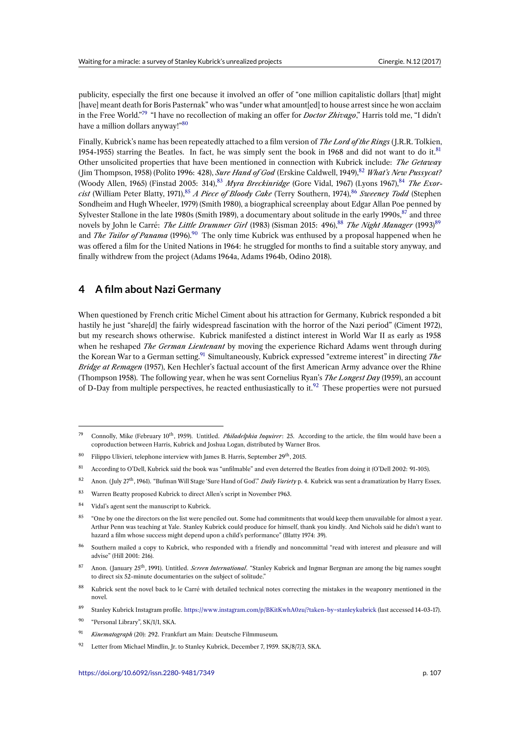publicity, especially the first one because it involved an offer of "one million capitalistic dollars [that] might [have] meant death for Boris Pasternak" who was "under what amount[ed] to house arrest since he won acclaim in the Free World."[79] "I have no recollection of making an offer for *Doctor Zhivago*," Harris told me, "I didn't have a million dollars anyway!"[80]

Finally, Kubrick's name has been repeatedly attached to a film version of *The Lord of the Rings* (J.R.R. Tolkien, 1954-1955) starring the Beatles. In fact, he was simply sent the book in 1968 and did not want to do it.[81] Other unsolicited properties that have been mentioned in connection with Kubrick include: *The Getaway* (Jim Thompson, 1958) (Polito 1996: 428), *Sure Hand of God* (Erskine Caldwell, 1949),[82] *What's New Pussycat?* (Woody Allen, 1965) (Finstad 2005: 314),[83] *Myra Breckinridge* (Gore Vidal, 1967) (Lyons 1967),[84] *The Exorcist* (William Peter Blatty, 1971),[85] *A Piece of Bloody Cake* (Terry Southern, 1974),[86] *Sweeney Todd* (Stephen Sondheim and Hugh Wheeler, 1979) (Smith 1980), a biographical screenplay about Edgar Allan Poe penned by Sylvester Stallone in the late 1980s (Smith 1989), a documentary about solitude in the early 1990s,[87] and three novels by John le Carré: *The Little Drummer Girl* (1983) (Sisman 2015: 496),[88] *The Night Manager* (1993)[89] and *The Tailor of Panama* (1996).[90] The only time Kubrick was enthused by a proposal happened when he was offered a film for the United Nations in 1964: he struggled for months to find a suitable story anyway, and finally withdrew from the project (Adams 1964a, Adams 1964b, Odino 2018).

## 4 A film about Nazi Germany

When questioned by French critic Michel Ciment about his attraction for Germany, Kubrick responded a bit hastily he just "share[d] the fairly widespread fascination with the horror of the Nazi period" (Ciment 1972), but my research shows otherwise. Kubrick manifested a distinct interest in World War II as early as 1958 when he reshaped *The German Lieutenant* by moving the experience Richard Adams went through during the Korean War to a German setting.[91] Simultaneously, Kubrick expressed "extreme interest" in directing *The Bridge at Remagen* (1957), Ken Hechler's factual account of the first American Army advance over the Rhine (Thompson 1958). The following year, when he was sent Cornelius Ryan's *The Longest Day* (1959), an account of D-Day from multiple perspectives, he reacted enthusiastically to it.[92] These properties were not pursued

---

[79] Connolly, Mike (February 10th, 1959). Untitled. *Philadelphia Inquirer*: 25. According to the article, the film would have been a coproduction between Harris, Kubrick and Joshua Logan, distributed by Warner Bros.

[80] Filippo Ulivieri, telephone interview with James B. Harris, September 29th, 2015.

[81] According to O'Dell, Kubrick said the book was "unfilmable" and even deterred the Beatles from doing it (O'Dell 2002: 91-105).

[82] Anon. (July 27th, 1961). "Bufman Will Stage 'Sure Hand of God'." *Daily Variety* p. 4. Kubrick was sent a dramatization by Harry Essex.

[83] Warren Beatty proposed Kubrick to direct Allen's script in November 1963.

[84] Vidal's agent sent the manuscript to Kubrick.

[85] "One by one the directors on the list were penciled out. Some had commitments that would keep them unavailable for almost a year. Arthur Penn was teaching at Yale. Stanley Kubrick could produce for himself, thank you kindly. And Nichols said he didn't want to hazard a film whose success might depend upon a child's performance" (Blatty 1974: 39).

[86] Southern mailed a copy to Kubrick, who responded with a friendly and noncommittal "read with interest and pleasure and will advise" (Hill 2001: 216).

[87] Anon. (January 25th, 1991). Untitled. *Screen International*. "Stanley Kubrick and Ingmar Bergman are among the big names sought to direct six 52-minute documentaries on the subject of solitude."

[88] Kubrick sent the novel back to le Carré with detailed technical notes correcting the mistakes in the weaponry mentioned in the novel.

[89] Stanley Kubrick Instagram profile. https://www.instagram.com/p/BKitKwhA0zu/?taken-by=stanleykubrick (last accessed 14-03-17).

[90] "Personal Library", SK/1/1, SKA.

[91] *Kinematograph* (20): 292. Frankfurt am Main: Deutsche Filmmuseum.

[92] Letter from Michael Mindlin, Jr. to Stanley Kubrick, December 7, 1959. SK/8/7/3, SKA.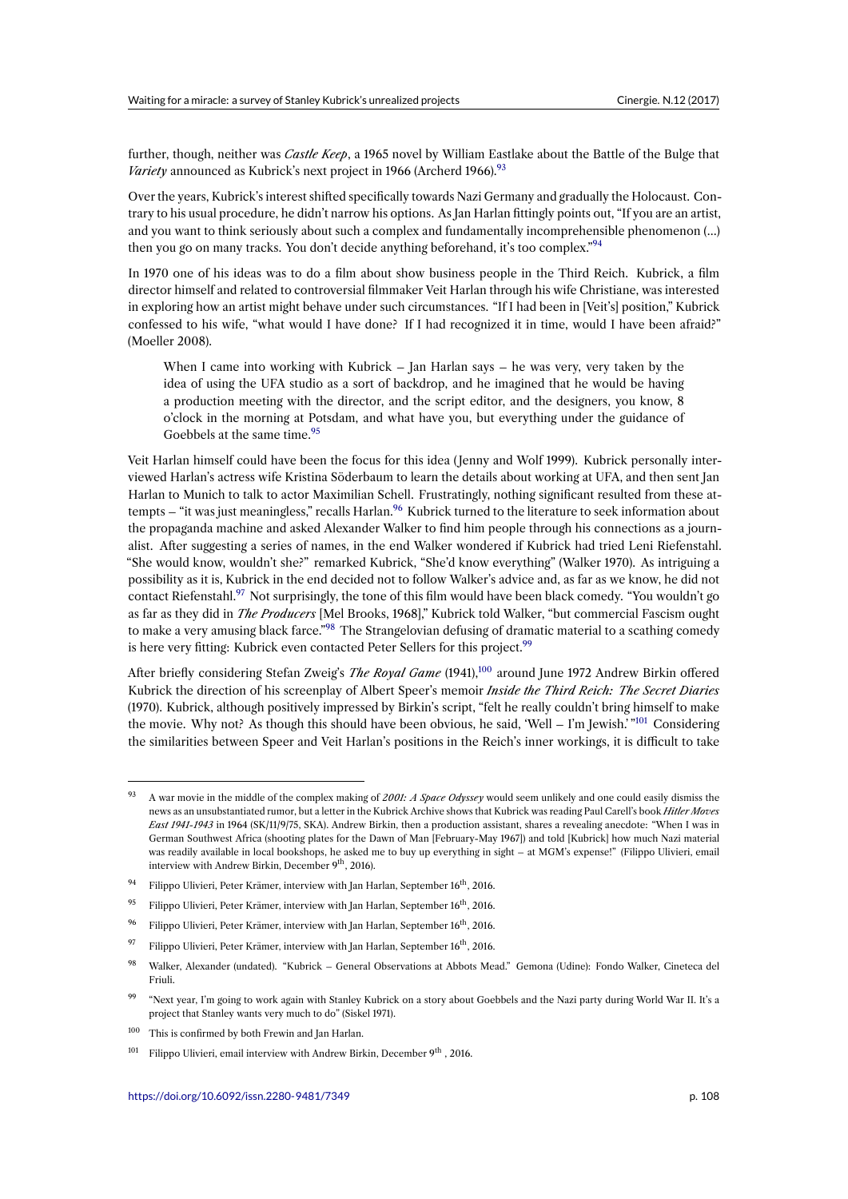further, though, neither was *Castle Keep*, a 1965 novel by William Eastlake about the Battle of the Bulge that *Variety* announced as Kubrick's next project in 1966 (Archerd 1966).[93]

Over the years, Kubrick's interest shifted specifically towards Nazi Germany and gradually the Holocaust. Contrary to his usual procedure, he didn't narrow his options. As Jan Harlan fittingly points out, "If you are an artist, and you want to think seriously about such a complex and fundamentally incomprehensible phenomenon (...) then you go on many tracks. You don't decide anything beforehand, it's too complex."[94]

In 1970 one of his ideas was to do a film about show business people in the Third Reich. Kubrick, a film director himself and related to controversial filmmaker Veit Harlan through his wife Christiane, was interested in exploring how an artist might behave under such circumstances. "If I had been in [Veit's] position," Kubrick confessed to his wife, "what would I have done? If I had recognized it in time, would I have been afraid?" (Moeller 2008).

> When I came into working with Kubrick – Jan Harlan says – he was very, very taken by the idea of using the UFA studio as a sort of backdrop, and he imagined that he would be having a production meeting with the director, and the script editor, and the designers, you know, 8 o'clock in the morning at Potsdam, and what have you, but everything under the guidance of Goebbels at the same time.[95]

Veit Harlan himself could have been the focus for this idea (Jenny and Wolf 1999). Kubrick personally interviewed Harlan's actress wife Kristina Söderbaum to learn the details about working at UFA, and then sent Jan Harlan to Munich to talk to actor Maximilian Schell. Frustratingly, nothing significant resulted from these attempts – "it was just meaningless," recalls Harlan.[96] Kubrick turned to the literature to seek information about the propaganda machine and asked Alexander Walker to find him people through his connections as a journalist. After suggesting a series of names, in the end Walker wondered if Kubrick had tried Leni Riefenstahl. "She would know, wouldn't she?" remarked Kubrick, "She'd know everything" (Walker 1970). As intriguing a possibility as it is, Kubrick in the end decided not to follow Walker's advice and, as far as we know, he did not contact Riefenstahl.[97] Not surprisingly, the tone of this film would have been black comedy. "You wouldn't go as far as they did in *The Producers* [Mel Brooks, 1968]," Kubrick told Walker, "but commercial Fascism ought to make a very amusing black farce."[98] The Strangelovian defusing of dramatic material to a scathing comedy is here very fitting: Kubrick even contacted Peter Sellers for this project.[99]

After briefly considering Stefan Zweig's *The Royal Game* (1941),[100] around June 1972 Andrew Birkin offered Kubrick the direction of his screenplay of Albert Speer's memoir *Inside the Third Reich: The Secret Diaries* (1970). Kubrick, although positively impressed by Birkin's script, "felt he really couldn't bring himself to make the movie. Why not? As though this should have been obvious, he said, 'Well – I'm Jewish.'"[101] Considering the similarities between Speer and Veit Harlan's positions in the Reich's inner workings, it is difficult to take

---

[93] A war movie in the middle of the complex making of *2001: A Space Odyssey* would seem unlikely and one could easily dismiss the news as an unsubstantiated rumor, but a letter in the Kubrick Archive shows that Kubrick was reading Paul Carell's book *Hitler Moves East 1941-1943* in 1964 (SK/11/9/75, SKA). Andrew Birkin, then a production assistant, shares a revealing anecdote: "When I was in German Southwest Africa (shooting plates for the Dawn of Man [February-May 1967]) and told [Kubrick] how much Nazi material was readily available in local bookshops, he asked me to buy up everything in sight – at MGM's expense!" (Filippo Ulivieri, email interview with Andrew Birkin, December 9th, 2016).

[94] Filippo Ulivieri, Peter Krämer, interview with Jan Harlan, September 16th, 2016.

[95] Filippo Ulivieri, Peter Krämer, interview with Jan Harlan, September 16th, 2016.

[96] Filippo Ulivieri, Peter Krämer, interview with Jan Harlan, September 16th, 2016.

[97] Filippo Ulivieri, Peter Krämer, interview with Jan Harlan, September 16th, 2016.

[98] Walker, Alexander (undated). "Kubrick – General Observations at Abbots Mead." Gemona (Udine): Fondo Walker, Cineteca del Friuli.

[99] "Next year, I'm going to work again with Stanley Kubrick on a story about Goebbels and the Nazi party during World War II. It's a project that Stanley wants very much to do" (Siskel 1971).

[100] This is confirmed by both Frewin and Jan Harlan.

[101] Filippo Ulivieri, email interview with Andrew Birkin, December 9th, 2016.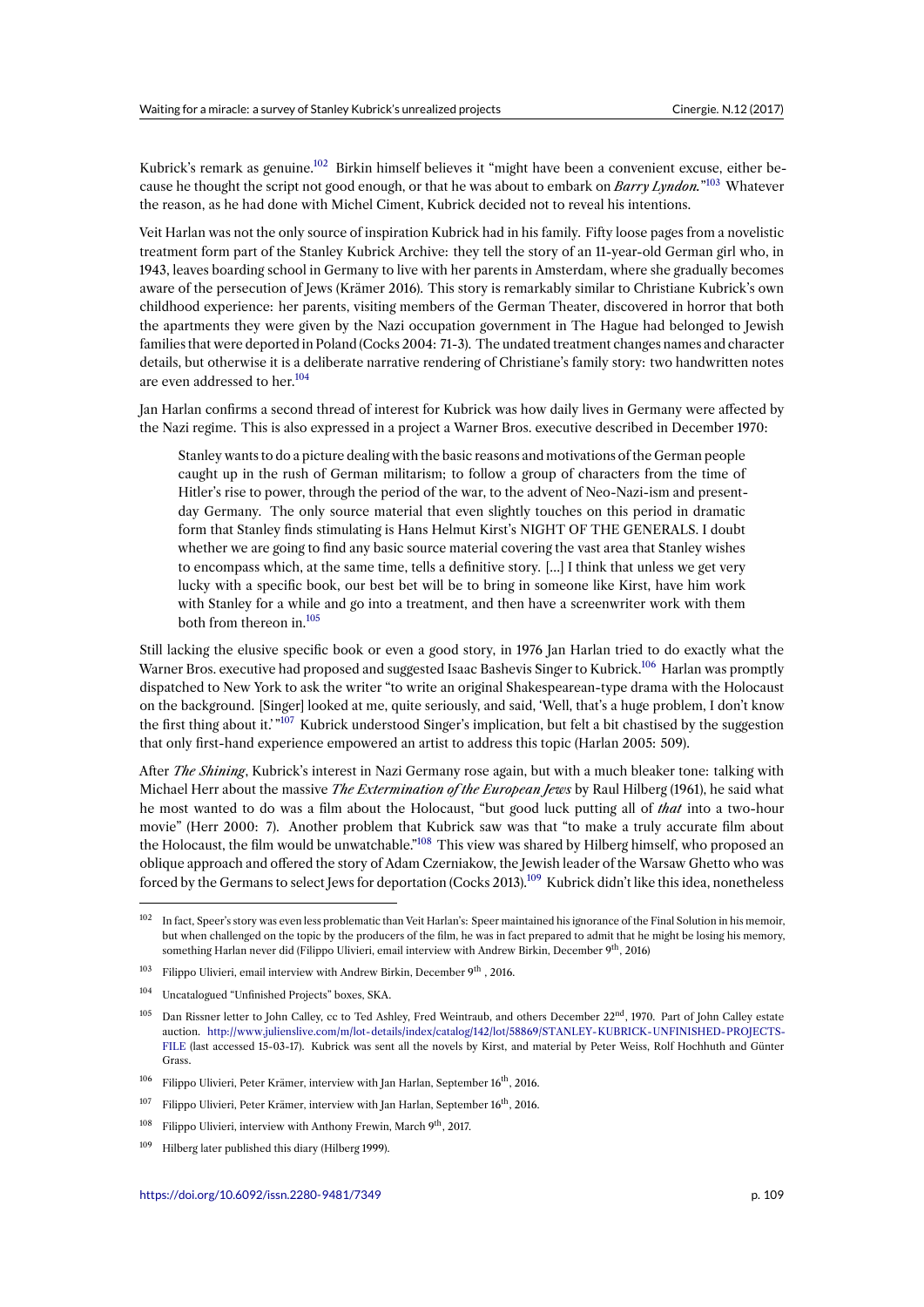Kubrick's remark as genuine.[102] Birkin himself believes it "might have been a convenient excuse, either because he thought the script not good enough, or that he was about to embark on *Barry Lyndon.*"[103] Whatever the reason, as he had done with Michel Ciment, Kubrick decided not to reveal his intentions.

Veit Harlan was not the only source of inspiration Kubrick had in his family. Fifty loose pages from a novelistic treatment form part of the Stanley Kubrick Archive: they tell the story of an 11-year-old German girl who, in 1943, leaves boarding school in Germany to live with her parents in Amsterdam, where she gradually becomes aware of the persecution of Jews (Krämer 2016). This story is remarkably similar to Christiane Kubrick's own childhood experience: her parents, visiting members of the German Theater, discovered in horror that both the apartments they were given by the Nazi occupation government in The Hague had belonged to Jewish families that were deported in Poland (Cocks 2004: 71-3). The undated treatment changes names and character details, but otherwise it is a deliberate narrative rendering of Christiane's family story: two handwritten notes are even addressed to her.[104]

Jan Harlan confirms a second thread of interest for Kubrick was how daily lives in Germany were affected by the Nazi regime. This is also expressed in a project a Warner Bros. executive described in December 1970:

> Stanley wants to do a picture dealing with the basic reasons and motivations of the German people caught up in the rush of German militarism; to follow a group of characters from the time of Hitler's rise to power, through the period of the war, to the advent of Neo-Nazi-ism and present-day Germany. The only source material that even slightly touches on this period in dramatic form that Stanley finds stimulating is Hans Helmut Kirst's NIGHT OF THE GENERALS. I doubt whether we are going to find any basic source material covering the vast area that Stanley wishes to encompass which, at the same time, tells a definitive story. [...] I think that unless we get very lucky with a specific book, our best bet will be to bring in someone like Kirst, have him work with Stanley for a while and go into a treatment, and then have a screenwriter work with them both from thereon in.[105]

Still lacking the elusive specific book or even a good story, in 1976 Jan Harlan tried to do exactly what the Warner Bros. executive had proposed and suggested Isaac Bashevis Singer to Kubrick.[106] Harlan was promptly dispatched to New York to ask the writer "to write an original Shakespearean-type drama with the Holocaust on the background. [Singer] looked at me, quite seriously, and said, 'Well, that's a huge problem, I don't know the first thing about it.' "[107] Kubrick understood Singer's implication, but felt a bit chastised by the suggestion that only first-hand experience empowered an artist to address this topic (Harlan 2005: 509).

After *The Shining*, Kubrick's interest in Nazi Germany rose again, but with a much bleaker tone: talking with Michael Herr about the massive *The Extermination of the European Jews* by Raul Hilberg (1961), he said what he most wanted to do was a film about the Holocaust, "but good luck putting all of *that* into a two-hour movie" (Herr 2000: 7). Another problem that Kubrick saw was that "to make a truly accurate film about the Holocaust, the film would be unwatchable."[108] This view was shared by Hilberg himself, who proposed an oblique approach and offered the story of Adam Czerniakow, the Jewish leader of the Warsaw Ghetto who was forced by the Germans to select Jews for deportation (Cocks 2013).[109] Kubrick didn't like this idea, nonetheless

---

[102] In fact, Speer's story was even less problematic than Veit Harlan's: Speer maintained his ignorance of the Final Solution in his memoir, but when challenged on the topic by the producers of the film, he was in fact prepared to admit that he might be losing his memory, something Harlan never did (Filippo Ulivieri, email interview with Andrew Birkin, December 9th, 2016)

[103] Filippo Ulivieri, email interview with Andrew Birkin, December 9th , 2016.

[104] Uncatalogued "Unfinished Projects" boxes, SKA.

[105] Dan Rissner letter to John Calley, cc to Ted Ashley, Fred Weintraub, and others December 22nd, 1970. Part of John Calley estate auction. http://www.julienslive.com/m/lot-details/index/catalog/142/lot/58869/STANLEY-KUBRICK-UNFINISHED-PROJECTS-FILE (last accessed 15-03-17). Kubrick was sent all the novels by Kirst, and material by Peter Weiss, Rolf Hochhuth and Günter Grass.

[106] Filippo Ulivieri, Peter Krämer, interview with Jan Harlan, September 16th, 2016.

[107] Filippo Ulivieri, Peter Krämer, interview with Jan Harlan, September 16th, 2016.

[108] Filippo Ulivieri, interview with Anthony Frewin, March 9th, 2017.

[109] Hilberg later published this diary (Hilberg 1999).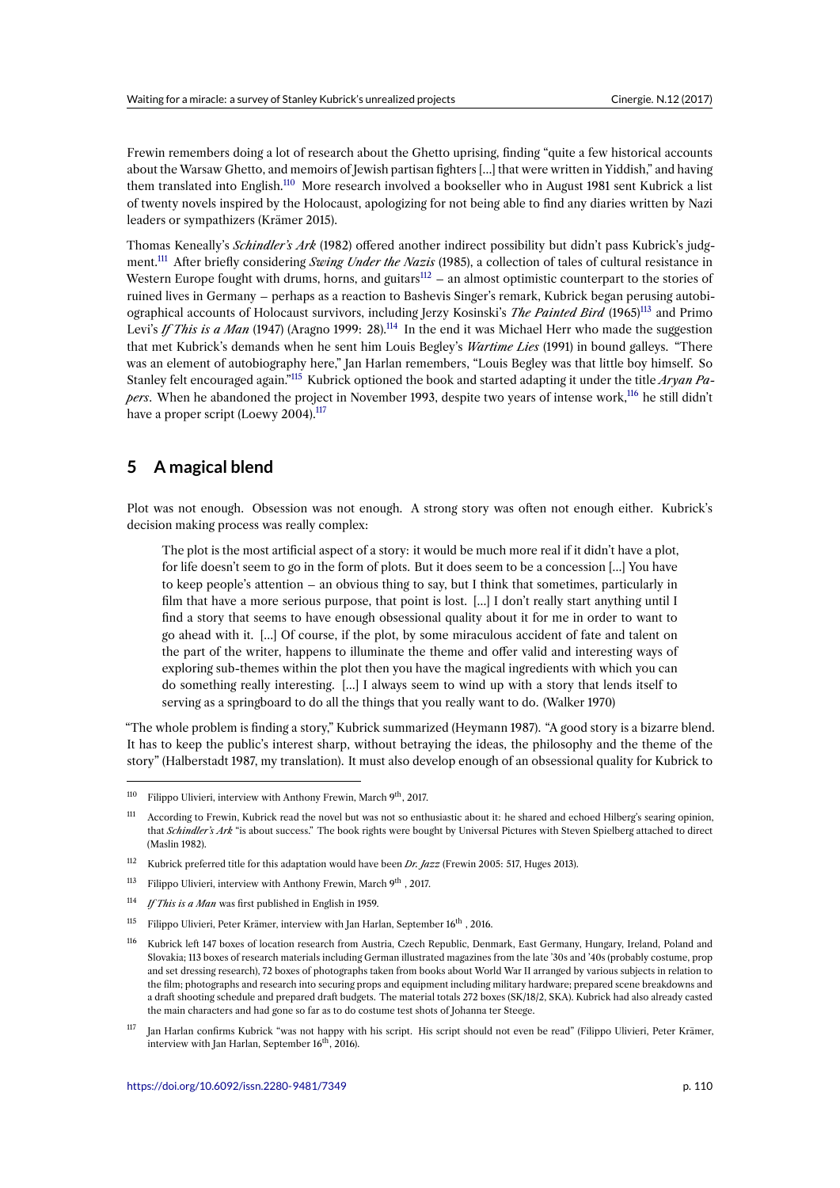Frewin remembers doing a lot of research about the Ghetto uprising, finding "quite a few historical accounts about the Warsaw Ghetto, and memoirs of Jewish partisan fighters [...] that were written in Yiddish," and having them translated into English.[110] More research involved a bookseller who in August 1981 sent Kubrick a list of twenty novels inspired by the Holocaust, apologizing for not being able to find any diaries written by Nazi leaders or sympathizers (Krämer 2015).

Thomas Keneally's *Schindler's Ark* (1982) offered another indirect possibility but didn't pass Kubrick's judgment.[111] After briefly considering *Swing Under the Nazis* (1985), a collection of tales of cultural resistance in Western Europe fought with drums, horns, and guitars[112] – an almost optimistic counterpart to the stories of ruined lives in Germany – perhaps as a reaction to Bashevis Singer's remark, Kubrick began perusing autobiographical accounts of Holocaust survivors, including Jerzy Kosinski's *The Painted Bird* (1965)[113] and Primo Levi's *If This is a Man* (1947) (Aragno 1999: 28).[114] In the end it was Michael Herr who made the suggestion that met Kubrick's demands when he sent him Louis Begley's *Wartime Lies* (1991) in bound galleys. "There was an element of autobiography here," Jan Harlan remembers, "Louis Begley was that little boy himself. So Stanley felt encouraged again."[115] Kubrick optioned the book and started adapting it under the title *Aryan Papers*. When he abandoned the project in November 1993, despite two years of intense work,[116] he still didn't have a proper script (Loewy 2004).[117]

## 5 A magical blend

Plot was not enough. Obsession was not enough. A strong story was often not enough either. Kubrick's decision making process was really complex:

> The plot is the most artificial aspect of a story: it would be much more real if it didn't have a plot, for life doesn't seem to go in the form of plots. But it does seem to be a concession [...] You have to keep people's attention – an obvious thing to say, but I think that sometimes, particularly in film that have a more serious purpose, that point is lost. [...] I don't really start anything until I find a story that seems to have enough obsessional quality about it for me in order to want to go ahead with it. [...] Of course, if the plot, by some miraculous accident of fate and talent on the part of the writer, happens to illuminate the theme and offer valid and interesting ways of exploring sub-themes within the plot then you have the magical ingredients with which you can do something really interesting. [...] I always seem to wind up with a story that lends itself to serving as a springboard to do all the things that you really want to do. (Walker 1970)

"The whole problem is finding a story," Kubrick summarized (Heymann 1987). "A good story is a bizarre blend. It has to keep the public's interest sharp, without betraying the ideas, the philosophy and the theme of the story" (Halberstadt 1987, my translation). It must also develop enough of an obsessional quality for Kubrick to

---

[110] Filippo Ulivieri, interview with Anthony Frewin, March 9th, 2017.

[111] According to Frewin, Kubrick read the novel but was not so enthusiastic about it: he shared and echoed Hilberg's searing opinion, that *Schindler's Ark* "is about success." The book rights were bought by Universal Pictures with Steven Spielberg attached to direct (Maslin 1982).

[112] Kubrick preferred title for this adaptation would have been *Dr. Jazz* (Frewin 2005: 517, Huges 2013).

[113] Filippo Ulivieri, interview with Anthony Frewin, March 9th, 2017.

[114] *If This is a Man* was first published in English in 1959.

[115] Filippo Ulivieri, Peter Krämer, interview with Jan Harlan, September 16th, 2016.

[116] Kubrick left 147 boxes of location research from Austria, Czech Republic, Denmark, East Germany, Hungary, Ireland, Poland and Slovakia; 113 boxes of research materials including German illustrated magazines from the late '30s and '40s (probably costume, prop and set dressing research), 72 boxes of photographs taken from books about World War II arranged by various subjects in relation to the film; photographs and research into securing props and equipment including military hardware; prepared scene breakdowns and a draft shooting schedule and prepared draft budgets. The material totals 272 boxes (SK/18/2, SKA). Kubrick had also already casted the main characters and had gone so far as to do costume test shots of Johanna ter Steege.

[117] Jan Harlan confirms Kubrick "was not happy with his script. His script should not even be read" (Filippo Ulivieri, Peter Krämer, interview with Jan Harlan, September 16th, 2016).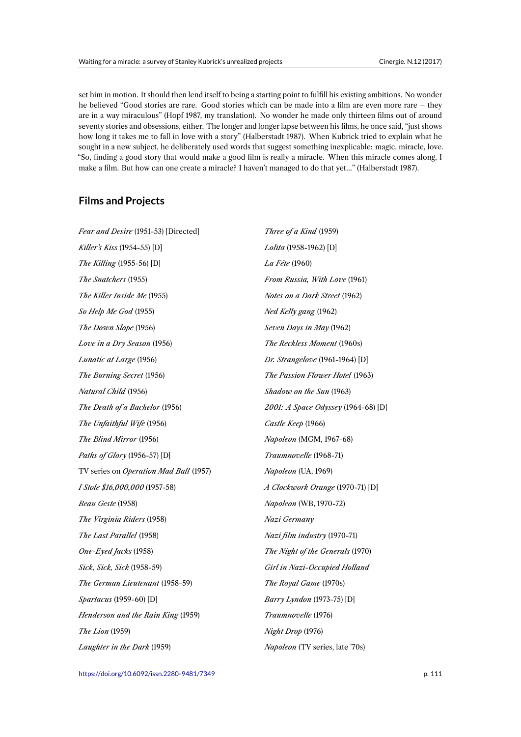set him in motion. It should then lend itself to being a starting point to fulfill his existing ambitions. No wonder he believed "Good stories are rare. Good stories which can be made into a film are even more rare – they are in a way miraculous" (Hopf 1987, my translation). No wonder he made only thirteen films out of around seventy stories and obsessions, either. The longer and longer lapse between his films, he once said, "just shows how long it takes me to fall in love with a story" (Halberstadt 1987). When Kubrick tried to explain what he sought in a new subject, he deliberately used words that suggest something inexplicable: magic, miracle, love. "So, finding a good story that would make a good film is really a miracle. When this miracle comes along, I make a film. But how can one create a miracle? I haven't managed to do that yet..." (Halberstadt 1987).

## Films and Projects

*Fear and Desire* (1951-53) [Directed]

*Killer's Kiss* (1954-55) [D]

*The Killing* (1955-56) [D]

*The Snatchers* (1955)

*The Killer Inside Me* (1955)

*So Help Me God* (1955)

*The Down Slope* (1956)

*Love in a Dry Season* (1956)

*Lunatic at Large* (1956)

*The Burning Secret* (1956)

*Natural Child* (1956)

*The Death of a Bachelor* (1956)

*The Unfaithful Wife* (1956)

*The Blind Mirror* (1956)

*Paths of Glory* (1956-57) [D]

TV series on *Operation Mad Ball* (1957)

*I Stole $16,000,000* (1957-58)

*Beau Geste* (1958)

*The Virginia Riders* (1958)

*The Last Parallel* (1958)

*One-Eyed Jacks* (1958)

*Sick, Sick, Sick* (1958-59)

*The German Lieutenant* (1958-59)

*Spartacus* (1959-60) [D]

*Henderson and the Rain King* (1959)

*The Lion* (1959)

*Laughter in the Dark* (1959)

*Three of a Kind* (1959)

*Lolita* (1958-1962) [D]

*La Fête* (1960)

*From Russia, With Love* (1961)

*Notes on a Dark Street* (1962)

*Ned Kelly gang* (1962)

*Seven Days in May* (1962)

*The Reckless Moment* (1960s)

*Dr. Strangelove* (1961-1964) [D]

*The Passion Flower Hotel* (1963)

*Shadow on the Sun* (1963)

*2001: A Space Odyssey* (1964-68) [D]

*Castle Keep* (1966)

*Napoleon* (MGM, 1967-68)

*Traumnovelle* (1968-71)

*Napoleon* (UA, 1969)

*A Clockwork Orange* (1970-71) [D]

*Napoleon* (WB, 1970-72)

*Nazi Germany*

*Nazi film industry* (1970-71)

*The Night of the Generals* (1970)

*Girl in Nazi-Occupied Holland*

*The Royal Game* (1970s)

*Barry Lyndon* (1973-75) [D]

*Traumnovelle* (1976)

*Night Drop* (1976)

*Napoleon* (TV series, late '70s)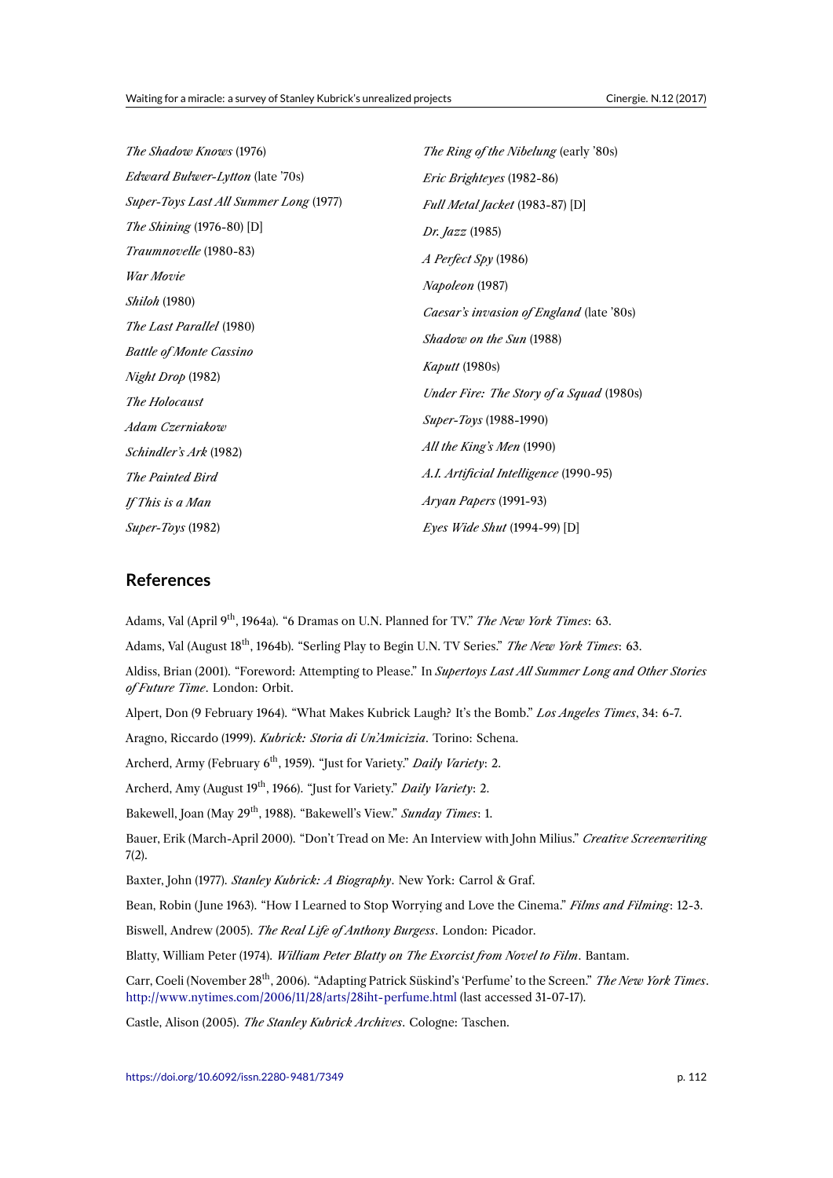*The Shadow Knows* (1976)

*Edward Bulwer-Lytton* (late '70s)

*Super-Toys Last All Summer Long* (1977)

*The Shining* (1976-80) [D]

*Traumnovelle* (1980-83)

*War Movie*

*Shiloh* (1980)

*The Last Parallel* (1980)

*Battle of Monte Cassino*

*Night Drop* (1982)

*The Holocaust*

*Adam Czerniakow*

*Schindler's Ark* (1982)

*The Painted Bird*

*If This is a Man*

*Super-Toys* (1982)

*The Ring of the Nibelung* (early '80s)

*Eric Brighteyes* (1982-86)

*Full Metal Jacket* (1983-87) [D]

*Dr. Jazz* (1985)

*A Perfect Spy* (1986)

*Napoleon* (1987)

*Caesar's invasion of England* (late '80s)

*Shadow on the Sun* (1988)

*Kaputt* (1980s)

*Under Fire: The Story of a Squad* (1980s)

*Super-Toys* (1988-1990)

*All the King's Men* (1990)

*A.I. Artificial Intelligence* (1990-95)

*Aryan Papers* (1991-93)

*Eyes Wide Shut* (1994-99) [D]

## References

Adams, Val (April 9th, 1964a). "6 Dramas on U.N. Planned for TV." *The New York Times*: 63.

Adams, Val (August 18th, 1964b). "Serling Play to Begin U.N. TV Series." *The New York Times*: 63.

Aldiss, Brian (2001). "Foreword: Attempting to Please." In *Supertoys Last All Summer Long and Other Stories of Future Time*. London: Orbit.

Alpert, Don (9 February 1964). "What Makes Kubrick Laugh? It's the Bomb." *Los Angeles Times*, 34: 6-7.

Aragno, Riccardo (1999). *Kubrick: Storia di Un'Amicizia*. Torino: Schena.

Archerd, Army (February 6th, 1959). "Just for Variety." *Daily Variety*: 2.

Archerd, Amy (August 19th, 1966). "Just for Variety." *Daily Variety*: 2.

Bakewell, Joan (May 29th, 1988). "Bakewell's View." *Sunday Times*: 1.

Bauer, Erik (March-April 2000). "Don't Tread on Me: An Interview with John Milius." *Creative Screenwriting* 7(2).

Baxter, John (1977). *Stanley Kubrick: A Biography*. New York: Carrol & Graf.

Bean, Robin (June 1963). "How I Learned to Stop Worrying and Love the Cinema." *Films and Filming*: 12-3.

Biswell, Andrew (2005). *The Real Life of Anthony Burgess*. London: Picador.

Blatty, William Peter (1974). *William Peter Blatty on The Exorcist from Novel to Film*. Bantam.

Carr, Coeli (November 28th, 2006). "Adapting Patrick Süskind's 'Perfume' to the Screen." *The New York Times*. http://www.nytimes.com/2006/11/28/arts/28iht-perfume.html (last accessed 31-07-17).

Castle, Alison (2005). *The Stanley Kubrick Archives*. Cologne: Taschen.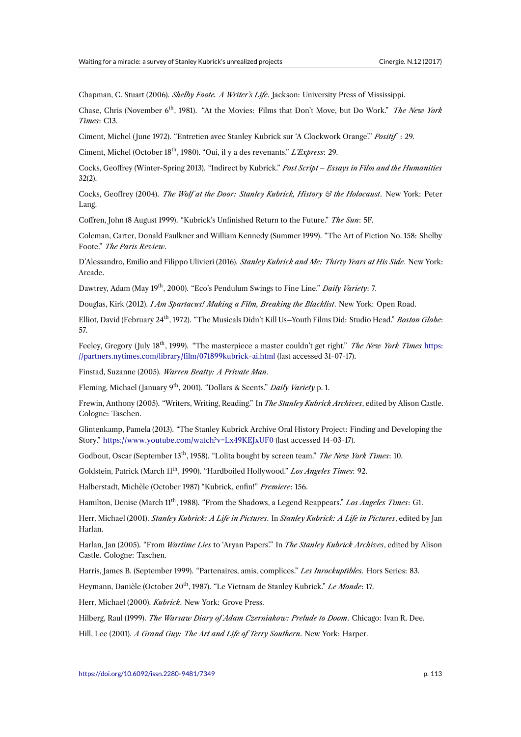Chapman, C. Stuart (2006). *Shelby Foote. A Writer's Life*. Jackson: University Press of Mississippi.

Chase, Chris (November 6th, 1981). "At the Movies: Films that Don't Move, but Do Work." *The New York Times*: C13.

Ciment, Michel (June 1972). "Entretien avec Stanley Kubrick sur 'A Clockwork Orange'." *Positif* : 29.

Ciment, Michel (October 18th, 1980). "Oui, il y a des revenants." *L'Express*: 29.

Cocks, Geoffrey (Winter-Spring 2013). "Indirect by Kubrick." *Post Script – Essays in Film and the Humanities* 32(2).

Cocks, Geoffrey (2004). *The Wolf at the Door: Stanley Kubrick, History & the Holocaust*. New York: Peter Lang.

Coffren, John (8 August 1999). "Kubrick's Unfinished Return to the Future." *The Sun*: 5F.

Coleman, Carter, Donald Faulkner and William Kennedy (Summer 1999). "The Art of Fiction No. 158: Shelby Foote." *The Paris Review*.

D'Alessandro, Emilio and Filippo Ulivieri (2016). *Stanley Kubrick and Me: Thirty Years at His Side*. New York: Arcade.

Dawtrey, Adam (May 19th, 2000). "Eco's Pendulum Swings to Fine Line." *Daily Variety*: 7.

Douglas, Kirk (2012). *I Am Spartacus! Making a Film, Breaking the Blacklist*. New York: Open Road.

Elliot, David (February 24th, 1972). "The Musicals Didn't Kill Us–Youth Films Did: Studio Head." *Boston Globe*: 57.

Feeley, Gregory (July 18th, 1999). "The masterpiece a master couldn't get right." *The New York Times* https://partners.nytimes.com/library/film/071899kubrick-ai.html (last accessed 31-07-17).

Finstad, Suzanne (2005). *Warren Beatty: A Private Man*.

Fleming, Michael (January 9th, 2001). "Dollars & Scents." *Daily Variety* p. 1.

Frewin, Anthony (2005). "Writers, Writing, Reading." In *The Stanley Kubrick Archives*, edited by Alison Castle. Cologne: Taschen.

Glintenkamp, Pamela (2013). "The Stanley Kubrick Archive Oral History Project: Finding and Developing the Story." https://www.youtube.com/watch?v=Lx49KEJxUF0 (last accessed 14-03-17).

Godbout, Oscar (September 13th, 1958). "Lolita bought by screen team." *The New York Times*: 10.

Goldstein, Patrick (March 11th, 1990). "Hardboiled Hollywood." *Los Angeles Times*: 92.

Halberstadt, Michèle (October 1987) "Kubrick, enfin!" *Premiere*: 156.

Hamilton, Denise (March 11th, 1988). "From the Shadows, a Legend Reappears." *Los Angeles Times*: G1.

Herr, Michael (2001). *Stanley Kubrick: A Life in Pictures*. In *Stanley Kubrick: A Life in Pictures*, edited by Jan Harlan.

Harlan, Jan (2005). "From *Wartime Lies* to 'Aryan Papers'." In *The Stanley Kubrick Archives*, edited by Alison Castle. Cologne: Taschen.

Harris, James B. (September 1999). "Partenaires, amis, complices." *Les Inrockuptibles.* Hors Series: 83.

Heymann, Danièle (October 20th, 1987). "Le Vietnam de Stanley Kubrick." *Le Monde*: 17.

Herr, Michael (2000). *Kubrick*. New York: Grove Press.

Hilberg, Raul (1999). *The Warsaw Diary of Adam Czerniakow: Prelude to Doom*. Chicago: Ivan R. Dee.

Hill, Lee (2001). *A Grand Guy: The Art and Life of Terry Southern*. New York: Harper.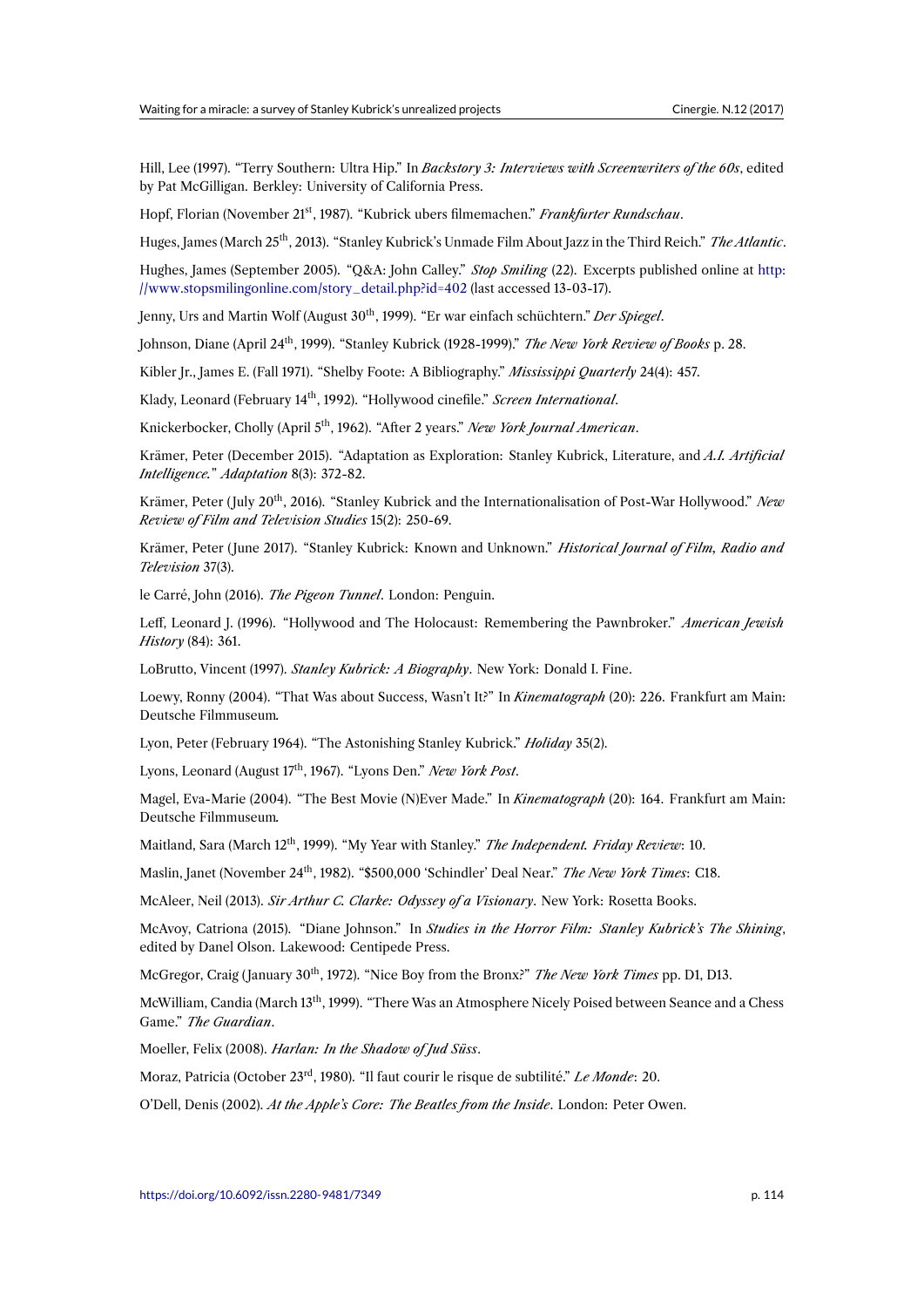Hill, Lee (1997). "Terry Southern: Ultra Hip." In *Backstory 3: Interviews with Screenwriters of the 60s*, edited by Pat McGilligan. Berkley: University of California Press.

Hopf, Florian (November 21st, 1987). "Kubrick ubers filmemachen." *Frankfurter Rundschau*.

Huges, James (March 25th, 2013). "Stanley Kubrick's Unmade Film About Jazz in the Third Reich." *The Atlantic*.

Hughes, James (September 2005). "Q&A: John Calley." *Stop Smiling* (22). Excerpts published online at http://www.stopsmilingonline.com/story_detail.php?id=402 (last accessed 13-03-17).

Jenny, Urs and Martin Wolf (August 30th, 1999). "Er war einfach schüchtern." *Der Spiegel*.

Johnson, Diane (April 24th, 1999). "Stanley Kubrick (1928-1999)." *The New York Review of Books* p. 28.

Kibler Jr., James E. (Fall 1971). "Shelby Foote: A Bibliography." *Mississippi Quarterly* 24(4): 457.

Klady, Leonard (February 14th, 1992). "Hollywood cinefile." *Screen International*.

Knickerbocker, Cholly (April 5th, 1962). "After 2 years." *New York Journal American*.

Krämer, Peter (December 2015). "Adaptation as Exploration: Stanley Kubrick, Literature, and *A.I. Artificial Intelligence*." *Adaptation* 8(3): 372-82.

Krämer, Peter (July 20th, 2016). "Stanley Kubrick and the Internationalisation of Post-War Hollywood." *New Review of Film and Television Studies* 15(2): 250-69.

Krämer, Peter (June 2017). "Stanley Kubrick: Known and Unknown." *Historical Journal of Film, Radio and Television* 37(3).

le Carré, John (2016). *The Pigeon Tunnel*. London: Penguin.

Leff, Leonard J. (1996). "Hollywood and The Holocaust: Remembering the Pawnbroker." *American Jewish History* (84): 361.

LoBrutto, Vincent (1997). *Stanley Kubrick: A Biography*. New York: Donald I. Fine.

Loewy, Ronny (2004). "That Was about Success, Wasn't It?" In *Kinematograph* (20): 226. Frankfurt am Main: Deutsche Filmmuseum.

Lyon, Peter (February 1964). "The Astonishing Stanley Kubrick." *Holiday* 35(2).

Lyons, Leonard (August 17th, 1967). "Lyons Den." *New York Post*.

Magel, Eva-Marie (2004). "The Best Movie (N)Ever Made." In *Kinematograph* (20): 164. Frankfurt am Main: Deutsche Filmmuseum.

Maitland, Sara (March 12th, 1999). "My Year with Stanley." *The Independent. Friday Review*: 10.

Maslin, Janet (November 24th, 1982). "$500,000 'Schindler' Deal Near." *The New York Times*: C18.

McAleer, Neil (2013). *Sir Arthur C. Clarke: Odyssey of a Visionary*. New York: Rosetta Books.

McAvoy, Catriona (2015). "Diane Johnson." In *Studies in the Horror Film: Stanley Kubrick's The Shining*, edited by Danel Olson. Lakewood: Centipede Press.

McGregor, Craig (January 30th, 1972). "Nice Boy from the Bronx?" *The New York Times* pp. D1, D13.

McWilliam, Candia (March 13th, 1999). "There Was an Atmosphere Nicely Poised between Seance and a Chess Game." *The Guardian*.

Moeller, Felix (2008). *Harlan: In the Shadow of Jud Süss*.

Moraz, Patricia (October 23rd, 1980). "Il faut courir le risque de subtilité." *Le Monde*: 20.

O'Dell, Denis (2002). *At the Apple's Core: The Beatles from the Inside*. London: Peter Owen.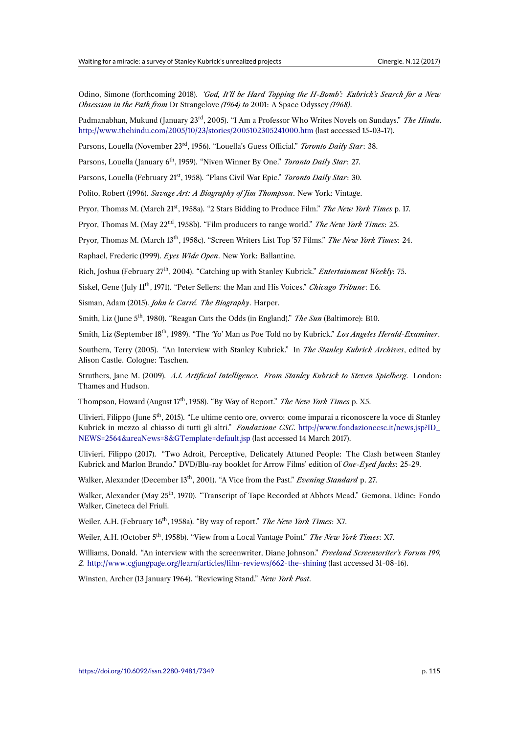Odino, Simone (forthcoming 2018). *'God, It'll be Hard Topping the H-Bomb': Kubrick's Search for a New Obsession in the Path from* Dr Strangelove *(1964) to* 2001: A Space Odyssey *(1968)*.

Padmanabhan, Mukund (January 23rd, 2005). "I Am a Professor Who Writes Novels on Sundays." *The Hindu*. http://www.thehindu.com/2005/10/23/stories/2005102305241000.htm (last accessed 15-03-17).

Parsons, Louella (November 23rd, 1956). "Louella's Guess Official." *Toronto Daily Star*: 38.

Parsons, Louella (January 6th, 1959). "Niven Winner By One." *Toronto Daily Star*: 27.

Parsons, Louella (February 21st, 1958). "Plans Civil War Epic." *Toronto Daily Star*: 30.

Polito, Robert (1996). *Savage Art: A Biography of Jim Thompson*. New York: Vintage.

Pryor, Thomas M. (March 21st, 1958a). "2 Stars Bidding to Produce Film." *The New York Times* p. 17.

Pryor, Thomas M. (May 22nd, 1958b). "Film producers to range world." *The New York Times*: 25.

Pryor, Thomas M. (March 13th, 1958c). "Screen Writers List Top '57 Films." *The New York Times*: 24.

Raphael, Frederic (1999). *Eyes Wide Open*. New York: Ballantine.

Rich, Joshua (February 27th, 2004). "Catching up with Stanley Kubrick." *Entertainment Weekly*: 75.

Siskel, Gene (July 11th, 1971). "Peter Sellers: the Man and His Voices." *Chicago Tribune*: E6.

Sisman, Adam (2015). *John le Carré. The Biography*. Harper.

Smith, Liz (June 5th, 1980). "Reagan Cuts the Odds (in England)." *The Sun* (Baltimore): B10.

Smith, Liz (September 18th, 1989). "The 'Yo' Man as Poe Told no by Kubrick." *Los Angeles Herald-Examiner*.

Southern, Terry (2005). "An Interview with Stanley Kubrick." In *The Stanley Kubrick Archives*, edited by Alison Castle. Cologne: Taschen.

Struthers, Jane M. (2009). *A.I. Artificial Intelligence. From Stanley Kubrick to Steven Spielberg*. London: Thames and Hudson.

Thompson, Howard (August 17th, 1958). "By Way of Report." *The New York Times* p. X5.

Ulivieri, Filippo (June 5th, 2015). "Le ultime cento ore, ovvero: come imparai a riconoscere la voce di Stanley Kubrick in mezzo al chiasso di tutti gli altri." *Fondazione CSC*. http://www.fondazionecsc.it/news.jsp?ID_NEWS=2564&areaNews=8&GTemplate=default.jsp (last accessed 14 March 2017).

Ulivieri, Filippo (2017). "Two Adroit, Perceptive, Delicately Attuned People: The Clash between Stanley Kubrick and Marlon Brando." DVD/Blu-ray booklet for Arrow Films' edition of *One-Eyed Jacks*: 25-29.

Walker, Alexander (December 13th, 2001). "A Vice from the Past." *Evening Standard* p. 27.

Walker, Alexander (May 25th, 1970). "Transcript of Tape Recorded at Abbots Mead." Gemona, Udine: Fondo Walker, Cineteca del Friuli.

Weiler, A.H. (February 16th, 1958a). "By way of report." *The New York Times*: X7.

Weiler, A.H. (October 5th, 1958b). "View from a Local Vantage Point." *The New York Times*: X7.

Williams, Donald. "An interview with the screenwriter, Diane Johnson." *Freeland Screenwriter's Forum 199, 2.* http://www.cgjungpage.org/learn/articles/film-reviews/662-the-shining (last accessed 31-08-16).

Winsten, Archer (13 January 1964). "Reviewing Stand." *New York Post*.